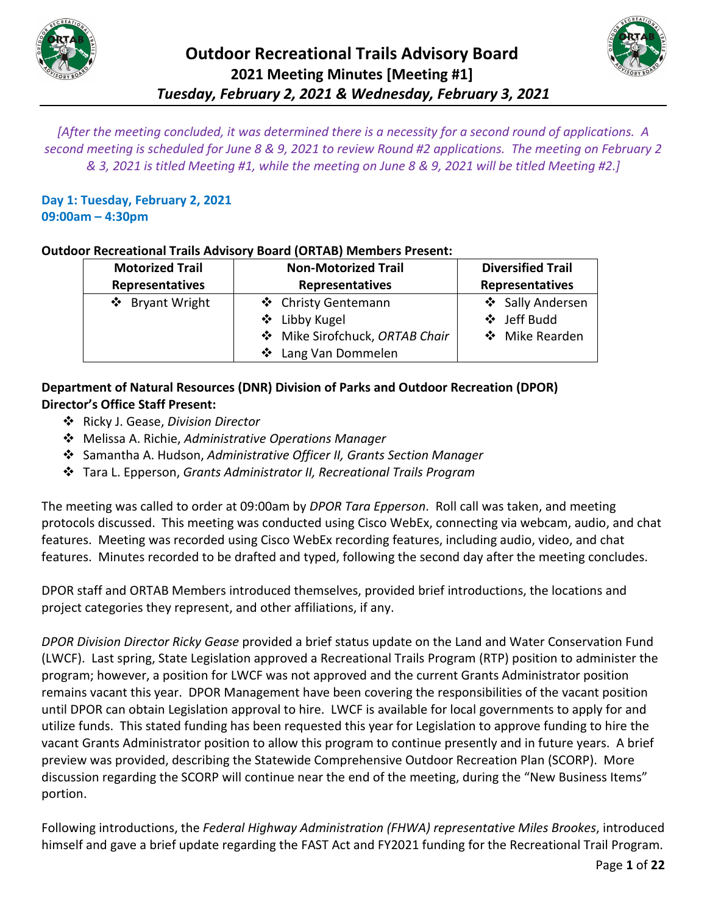# Outdoor Recreational Trails Advisory Board

## 2021 Meeting Minutes [Meeting #1]

### *Tuesday, February 2, 2021 & Wednesday, February 3, 2021*

*[After the meeting concluded, it was determined there is a necessity for a second round of applications. A second meeting is scheduled for June 8 & 9, 2021 to review Round #2 applications. The meeting on February 2 & 3, 2021 is titled Meeting #1, while the meeting on June 8 & 9, 2021 will be titled Meeting #2.]*

**Day 1: Tuesday, February 2, 2021**
**09:00am – 4:30pm**

**Outdoor Recreational Trails Advisory Board (ORTAB) Members Present:**

| Motorized Trail Representatives | Non-Motorized Trail Representatives | Diversified Trail Representatives |
|---|---|---|
| ❖ Bryant Wright | ❖ Christy Gentemann<br>❖ Libby Kugel<br>❖ Mike Sirofchuck, *ORTAB Chair*<br>❖ Lang Van Dommelen | ❖ Sally Andersen<br>❖ Jeff Budd<br>❖ Mike Rearden |

**Department of Natural Resources (DNR) Division of Parks and Outdoor Recreation (DPOR) Director's Office Staff Present:**

- ❖ Ricky J. Gease, *Division Director*
- ❖ Melissa A. Richie, *Administrative Operations Manager*
- ❖ Samantha A. Hudson, *Administrative Officer II, Grants Section Manager*
- ❖ Tara L. Epperson, *Grants Administrator II, Recreational Trails Program*

The meeting was called to order at 09:00am by *DPOR Tara Epperson*. Roll call was taken, and meeting protocols discussed. This meeting was conducted using Cisco WebEx, connecting via webcam, audio, and chat features. Meeting was recorded using Cisco WebEx recording features, including audio, video, and chat features. Minutes recorded to be drafted and typed, following the second day after the meeting concludes.

DPOR staff and ORTAB Members introduced themselves, provided brief introductions, the locations and project categories they represent, and other affiliations, if any.

*DPOR Division Director Ricky Gease* provided a brief status update on the Land and Water Conservation Fund (LWCF). Last spring, State Legislation approved a Recreational Trails Program (RTP) position to administer the program; however, a position for LWCF was not approved and the current Grants Administrator position remains vacant this year. DPOR Management have been covering the responsibilities of the vacant position until DPOR can obtain Legislation approval to hire. LWCF is available for local governments to apply for and utilize funds. This stated funding has been requested this year for Legislation to approve funding to hire the vacant Grants Administrator position to allow this program to continue presently and in future years. A brief preview was provided, describing the Statewide Comprehensive Outdoor Recreation Plan (SCORP). More discussion regarding the SCORP will continue near the end of the meeting, during the "New Business Items" portion.

Following introductions, the *Federal Highway Administration (FHWA) representative Miles Brookes*, introduced himself and gave a brief update regarding the FAST Act and FY2021 funding for the Recreational Trail Program.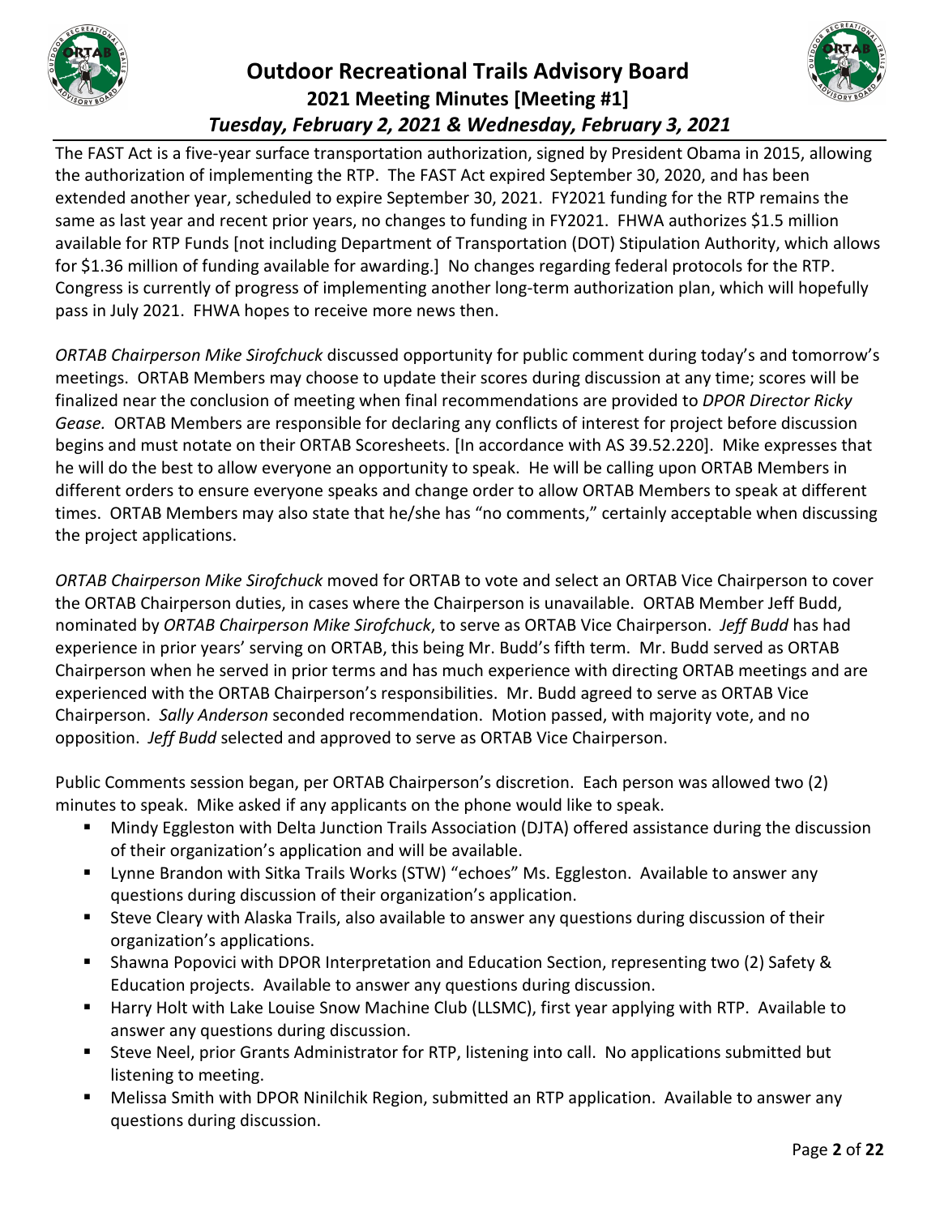The FAST Act is a five-year surface transportation authorization, signed by President Obama in 2015, allowing the authorization of implementing the RTP. The FAST Act expired September 30, 2020, and has been extended another year, scheduled to expire September 30, 2021. FY2021 funding for the RTP remains the same as last year and recent prior years, no changes to funding in FY2021. FHWA authorizes $1.5 million available for RTP Funds [not including Department of Transportation (DOT) Stipulation Authority, which allows for $1.36 million of funding available for awarding.] No changes regarding federal protocols for the RTP. Congress is currently of progress of implementing another long-term authorization plan, which will hopefully pass in July 2021. FHWA hopes to receive more news then.

*ORTAB Chairperson Mike Sirofchuck* discussed opportunity for public comment during today's and tomorrow's meetings. ORTAB Members may choose to update their scores during discussion at any time; scores will be finalized near the conclusion of meeting when final recommendations are provided to *DPOR Director Ricky Gease.* ORTAB Members are responsible for declaring any conflicts of interest for project before discussion begins and must notate on their ORTAB Scoresheets. [In accordance with AS 39.52.220]. Mike expresses that he will do the best to allow everyone an opportunity to speak. He will be calling upon ORTAB Members in different orders to ensure everyone speaks and change order to allow ORTAB Members to speak at different times. ORTAB Members may also state that he/she has "no comments," certainly acceptable when discussing the project applications.

*ORTAB Chairperson Mike Sirofchuck* moved for ORTAB to vote and select an ORTAB Vice Chairperson to cover the ORTAB Chairperson duties, in cases where the Chairperson is unavailable. ORTAB Member Jeff Budd, nominated by *ORTAB Chairperson Mike Sirofchuck*, to serve as ORTAB Vice Chairperson. *Jeff Budd* has had experience in prior years' serving on ORTAB, this being Mr. Budd's fifth term. Mr. Budd served as ORTAB Chairperson when he served in prior terms and has much experience with directing ORTAB meetings and are experienced with the ORTAB Chairperson's responsibilities. Mr. Budd agreed to serve as ORTAB Vice Chairperson. *Sally Anderson* seconded recommendation. Motion passed, with majority vote, and no opposition. *Jeff Budd* selected and approved to serve as ORTAB Vice Chairperson.

Public Comments session began, per ORTAB Chairperson's discretion. Each person was allowed two (2) minutes to speak. Mike asked if any applicants on the phone would like to speak.

- Mindy Eggleston with Delta Junction Trails Association (DJTA) offered assistance during the discussion of their organization's application and will be available.
- Lynne Brandon with Sitka Trails Works (STW) "echoes" Ms. Eggleston. Available to answer any questions during discussion of their organization's application.
- Steve Cleary with Alaska Trails, also available to answer any questions during discussion of their organization's applications.
- Shawna Popovici with DPOR Interpretation and Education Section, representing two (2) Safety & Education projects. Available to answer any questions during discussion.
- Harry Holt with Lake Louise Snow Machine Club (LLSMC), first year applying with RTP. Available to answer any questions during discussion.
- Steve Neel, prior Grants Administrator for RTP, listening into call. No applications submitted but listening to meeting.
- Melissa Smith with DPOR Ninilchik Region, submitted an RTP application. Available to answer any questions during discussion.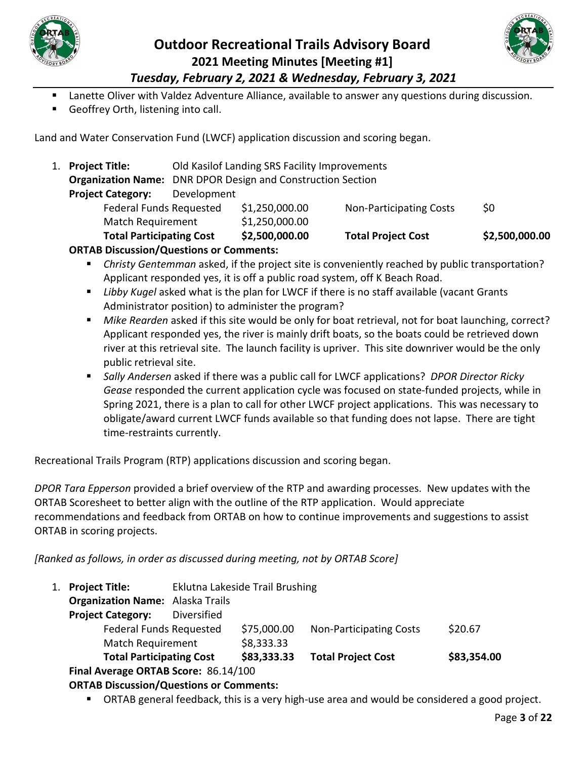- Lanette Oliver with Valdez Adventure Alliance, available to answer any questions during discussion.
- Geoffrey Orth, listening into call.

Land and Water Conservation Fund (LWCF) application discussion and scoring began.

1. **Project Title:** Old Kasilof Landing SRS Facility Improvements
   **Organization Name:** DNR DPOR Design and Construction Section
   **Project Category:** Development

   | | | | |
   |---|---|---|---|
   | Federal Funds Requested | $1,250,000.00 | Non-Participating Costs | $0 |
   | Match Requirement | $1,250,000.00 | | |
   | **Total Participating Cost** | **$2,500,000.00** | **Total Project Cost** | **$2,500,000.00** |

   **ORTAB Discussion/Questions or Comments:**
   - *Christy Gentemman* asked, if the project site is conveniently reached by public transportation? Applicant responded yes, it is off a public road system, off K Beach Road.
   - *Libby Kugel* asked what is the plan for LWCF if there is no staff available (vacant Grants Administrator position) to administer the program?
   - *Mike Rearden* asked if this site would be only for boat retrieval, not for boat launching, correct? Applicant responded yes, the river is mainly drift boats, so the boats could be retrieved down river at this retrieval site. The launch facility is upriver. This site downriver would be the only public retrieval site.
   - *Sally Andersen* asked if there was a public call for LWCF applications? *DPOR Director Ricky Gease* responded the current application cycle was focused on state-funded projects, while in Spring 2021, there is a plan to call for other LWCF project applications. This was necessary to obligate/award current LWCF funds available so that funding does not lapse. There are tight time-restraints currently.

Recreational Trails Program (RTP) applications discussion and scoring began.

*DPOR Tara Epperson* provided a brief overview of the RTP and awarding processes. New updates with the ORTAB Scoresheet to better align with the outline of the RTP application. Would appreciate recommendations and feedback from ORTAB on how to continue improvements and suggestions to assist ORTAB in scoring projects.

*[Ranked as follows, in order as discussed during meeting, not by ORTAB Score]*

1. **Project Title:** Eklutna Lakeside Trail Brushing
   **Organization Name:** Alaska Trails
   **Project Category:** Diversified

   | | | | |
   |---|---|---|---|
   | Federal Funds Requested | $75,000.00 | Non-Participating Costs | $20.67 |
   | Match Requirement | $8,333.33 | | |
   | **Total Participating Cost** | **$83,333.33** | **Total Project Cost** | **$83,354.00** |

   **Final Average ORTAB Score:** 86.14/100
   **ORTAB Discussion/Questions or Comments:**
   - ORTAB general feedback, this is a very high-use area and would be considered a good project.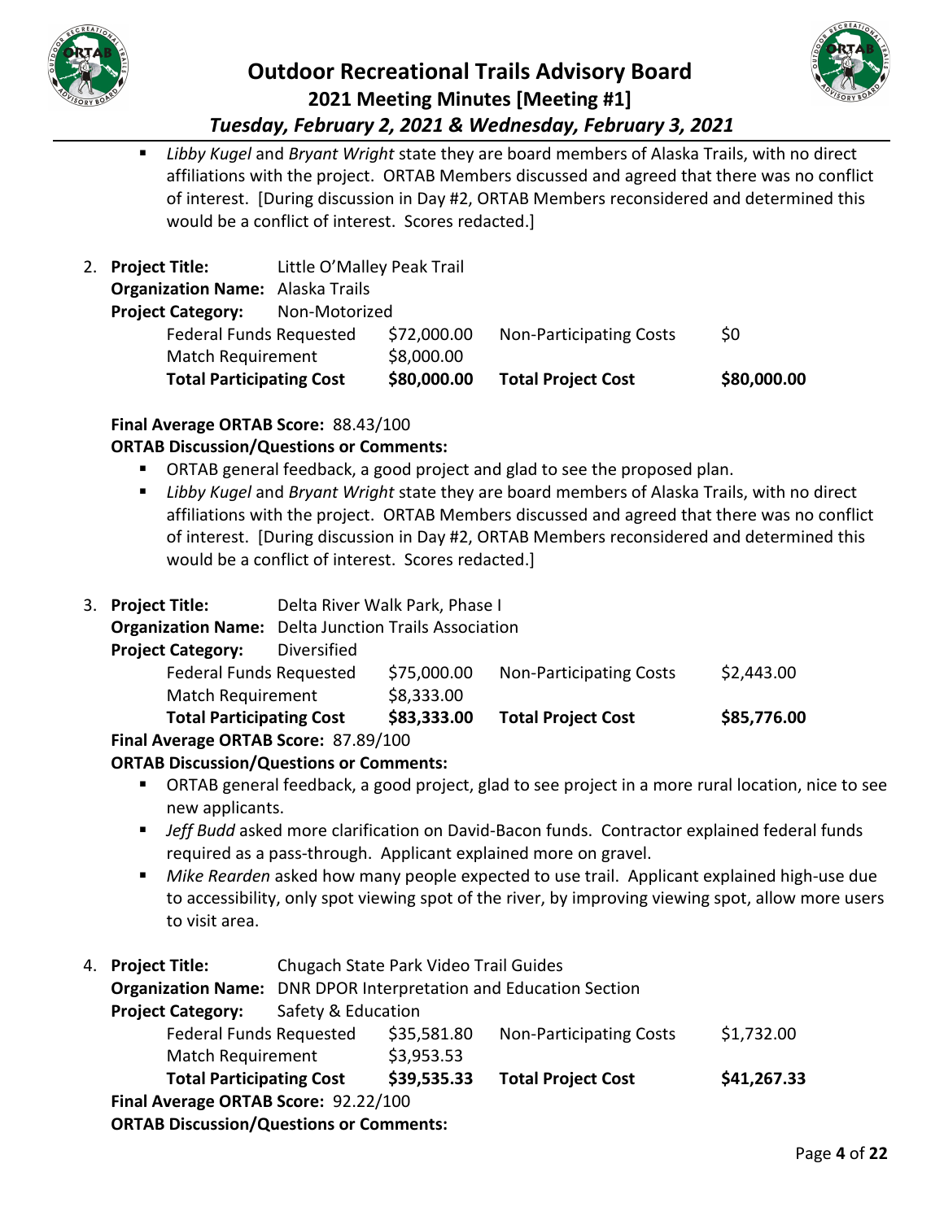- *Libby Kugel* and *Bryant Wright* state they are board members of Alaska Trails, with no direct affiliations with the project. ORTAB Members discussed and agreed that there was no conflict of interest. [During discussion in Day #2, ORTAB Members reconsidered and determined this would be a conflict of interest. Scores redacted.]

2. **Project Title:** Little O'Malley Peak Trail
   **Organization Name:** Alaska Trails
   **Project Category:** Non-Motorized

| | | | |
|---|---|---|---|
| Federal Funds Requested | $72,000.00 | Non-Participating Costs | $0 |
| Match Requirement | $8,000.00 | | |
| **Total Participating Cost** | **$80,000.00** | **Total Project Cost** | **$80,000.00** |

**Final Average ORTAB Score:** 88.43/100

**ORTAB Discussion/Questions or Comments:**

- ORTAB general feedback, a good project and glad to see the proposed plan.
- *Libby Kugel* and *Bryant Wright* state they are board members of Alaska Trails, with no direct affiliations with the project. ORTAB Members discussed and agreed that there was no conflict of interest. [During discussion in Day #2, ORTAB Members reconsidered and determined this would be a conflict of interest. Scores redacted.]

3. **Project Title:** Delta River Walk Park, Phase I
   **Organization Name:** Delta Junction Trails Association
   **Project Category:** Diversified

| | | | |
|---|---|---|---|
| Federal Funds Requested | $75,000.00 | Non-Participating Costs | $2,443.00 |
| Match Requirement | $8,333.00 | | |
| **Total Participating Cost** | **$83,333.00** | **Total Project Cost** | **$85,776.00** |

**Final Average ORTAB Score:** 87.89/100

**ORTAB Discussion/Questions or Comments:**

- ORTAB general feedback, a good project, glad to see project in a more rural location, nice to see new applicants.
- *Jeff Budd* asked more clarification on David-Bacon funds. Contractor explained federal funds required as a pass-through. Applicant explained more on gravel.
- *Mike Rearden* asked how many people expected to use trail. Applicant explained high-use due to accessibility, only spot viewing spot of the river, by improving viewing spot, allow more users to visit area.

4. **Project Title:** Chugach State Park Video Trail Guides
   **Organization Name:** DNR DPOR Interpretation and Education Section
   **Project Category:** Safety & Education

| | | | |
|---|---|---|---|
| Federal Funds Requested | $35,581.80 | Non-Participating Costs | $1,732.00 |
| Match Requirement | $3,953.53 | | |
| **Total Participating Cost** | **$39,535.33** | **Total Project Cost** | **$41,267.33** |

**Final Average ORTAB Score:** 92.22/100

**ORTAB Discussion/Questions or Comments:**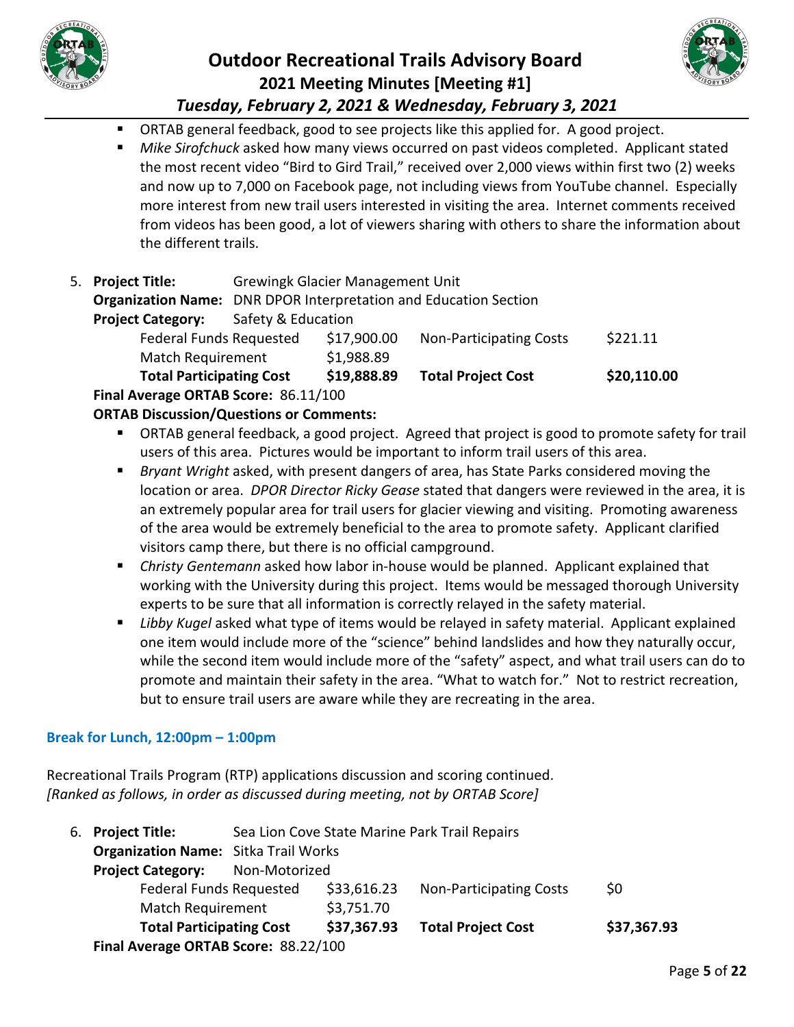- ORTAB general feedback, good to see projects like this applied for. A good project.
- *Mike Sirofchuck* asked how many views occurred on past videos completed. Applicant stated the most recent video "Bird to Gird Trail," received over 2,000 views within first two (2) weeks and now up to 7,000 on Facebook page, not including views from YouTube channel. Especially more interest from new trail users interested in visiting the area. Internet comments received from videos has been good, a lot of viewers sharing with others to share the information about the different trails.

5. **Project Title:** Grewingk Glacier Management Unit
   **Organization Name:** DNR DPOR Interpretation and Education Section
   **Project Category:** Safety & Education

| | | | |
|---|---|---|---|
| Federal Funds Requested | $17,900.00 | Non-Participating Costs | $221.11 |
| Match Requirement | $1,988.89 | | |
| **Total Participating Cost** | **$19,888.89** | **Total Project Cost** | **$20,110.00** |

**Final Average ORTAB Score:** 86.11/100

**ORTAB Discussion/Questions or Comments:**

- ORTAB general feedback, a good project. Agreed that project is good to promote safety for trail users of this area. Pictures would be important to inform trail users of this area.
- *Bryant Wright* asked, with present dangers of area, has State Parks considered moving the location or area. *DPOR Director Ricky Gease* stated that dangers were reviewed in the area, it is an extremely popular area for trail users for glacier viewing and visiting. Promoting awareness of the area would be extremely beneficial to the area to promote safety. Applicant clarified visitors camp there, but there is no official campground.
- *Christy Gentemann* asked how labor in-house would be planned. Applicant explained that working with the University during this project. Items would be messaged thorough University experts to be sure that all information is correctly relayed in the safety material.
- *Libby Kugel* asked what type of items would be relayed in safety material. Applicant explained one item would include more of the "science" behind landslides and how they naturally occur, while the second item would include more of the "safety" aspect, and what trail users can do to promote and maintain their safety in the area. "What to watch for." Not to restrict recreation, but to ensure trail users are aware while they are recreating in the area.

**Break for Lunch, 12:00pm – 1:00pm**

Recreational Trails Program (RTP) applications discussion and scoring continued.
*[Ranked as follows, in order as discussed during meeting, not by ORTAB Score]*

6. **Project Title:** Sea Lion Cove State Marine Park Trail Repairs
   **Organization Name:** Sitka Trail Works
   **Project Category:** Non-Motorized

| | | | |
|---|---|---|---|
| Federal Funds Requested | $33,616.23 | Non-Participating Costs | $0 |
| Match Requirement | $3,751.70 | | |
| **Total Participating Cost** | **$37,367.93** | **Total Project Cost** | **$37,367.93** |

**Final Average ORTAB Score:** 88.22/100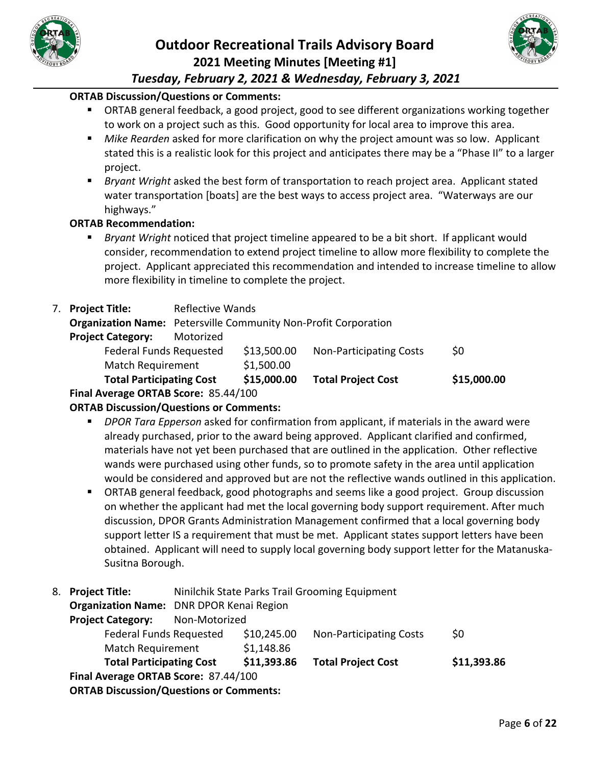**ORTAB Discussion/Questions or Comments:**

- ORTAB general feedback, a good project, good to see different organizations working together to work on a project such as this. Good opportunity for local area to improve this area.
- *Mike Rearden* asked for more clarification on why the project amount was so low. Applicant stated this is a realistic look for this project and anticipates there may be a "Phase II" to a larger project.
- *Bryant Wright* asked the best form of transportation to reach project area. Applicant stated water transportation [boats] are the best ways to access project area. "Waterways are our highways."

**ORTAB Recommendation:**

- *Bryant Wright* noticed that project timeline appeared to be a bit short. If applicant would consider, recommendation to extend project timeline to allow more flexibility to complete the project. Applicant appreciated this recommendation and intended to increase timeline to allow more flexibility in timeline to complete the project.

7. **Project Title:** Reflective Wands
   **Organization Name:** Petersville Community Non-Profit Corporation
   **Project Category:** Motorized

| | | | |
|---|---|---|---|
| Federal Funds Requested | $13,500.00 | Non-Participating Costs | $0 |
| Match Requirement | $1,500.00 | | |
| **Total Participating Cost** | **$15,000.00** | **Total Project Cost** | **$15,000.00** |

**Final Average ORTAB Score:** 85.44/100

**ORTAB Discussion/Questions or Comments:**

- *DPOR Tara Epperson* asked for confirmation from applicant, if materials in the award were already purchased, prior to the award being approved. Applicant clarified and confirmed, materials have not yet been purchased that are outlined in the application. Other reflective wands were purchased using other funds, so to promote safety in the area until application would be considered and approved but are not the reflective wands outlined in this application.
- ORTAB general feedback, good photographs and seems like a good project. Group discussion on whether the applicant had met the local governing body support requirement. After much discussion, DPOR Grants Administration Management confirmed that a local governing body support letter IS a requirement that must be met. Applicant states support letters have been obtained. Applicant will need to supply local governing body support letter for the Matanuska-Susitna Borough.

8. **Project Title:** Ninilchik State Parks Trail Grooming Equipment
   **Organization Name:** DNR DPOR Kenai Region
   **Project Category:** Non-Motorized

| | | | |
|---|---|---|---|
| Federal Funds Requested | $10,245.00 | Non-Participating Costs | $0 |
| Match Requirement | $1,148.86 | | |
| **Total Participating Cost** | **$11,393.86** | **Total Project Cost** | **$11,393.86** |

**Final Average ORTAB Score:** 87.44/100

**ORTAB Discussion/Questions or Comments:**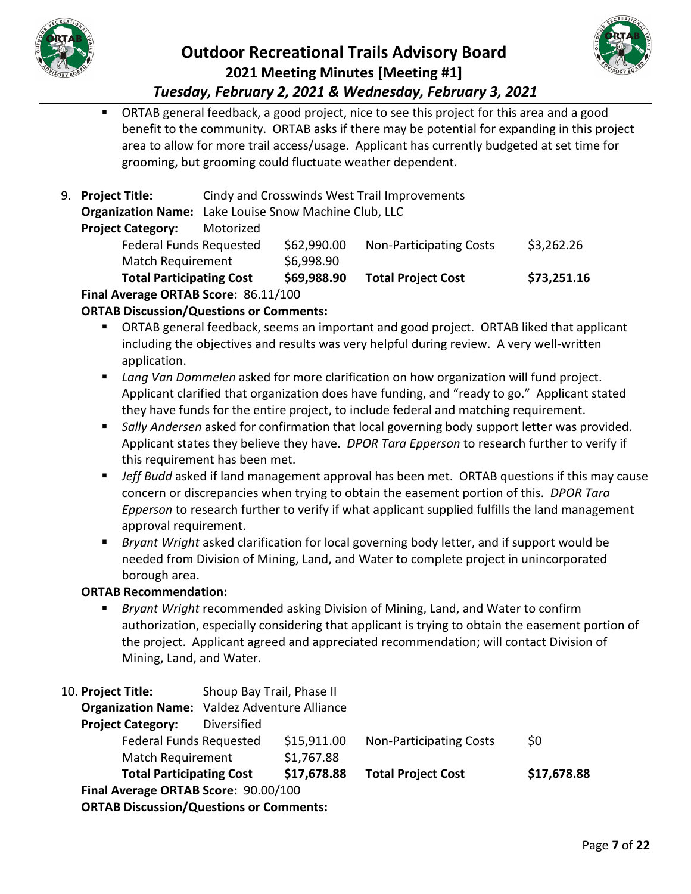- ORTAB general feedback, a good project, nice to see this project for this area and a good benefit to the community. ORTAB asks if there may be potential for expanding in this project area to allow for more trail access/usage. Applicant has currently budgeted at set time for grooming, but grooming could fluctuate weather dependent.

9. **Project Title:** Cindy and Crosswinds West Trail Improvements
   **Organization Name:** Lake Louise Snow Machine Club, LLC
   **Project Category:** Motorized

| | | | |
|---|---|---|---|
| Federal Funds Requested | $62,990.00 | Non-Participating Costs | $3,262.26 |
| Match Requirement | $6,998.90 | | |
| **Total Participating Cost** | **$69,988.90** | **Total Project Cost** | **$73,251.16** |

   **Final Average ORTAB Score:** 86.11/100

   **ORTAB Discussion/Questions or Comments:**

   - ORTAB general feedback, seems an important and good project. ORTAB liked that applicant including the objectives and results was very helpful during review. A very well-written application.
   - *Lang Van Dommelen* asked for more clarification on how organization will fund project. Applicant clarified that organization does have funding, and "ready to go." Applicant stated they have funds for the entire project, to include federal and matching requirement.
   - *Sally Andersen* asked for confirmation that local governing body support letter was provided. Applicant states they believe they have. *DPOR Tara Epperson* to research further to verify if this requirement has been met.
   - *Jeff Budd* asked if land management approval has been met. ORTAB questions if this may cause concern or discrepancies when trying to obtain the easement portion of this. *DPOR Tara Epperson* to research further to verify if what applicant supplied fulfills the land management approval requirement.
   - *Bryant Wright* asked clarification for local governing body letter, and if support would be needed from Division of Mining, Land, and Water to complete project in unincorporated borough area.

   **ORTAB Recommendation:**

   - *Bryant Wright* recommended asking Division of Mining, Land, and Water to confirm authorization, especially considering that applicant is trying to obtain the easement portion of the project. Applicant agreed and appreciated recommendation; will contact Division of Mining, Land, and Water.

10. **Project Title:** Shoup Bay Trail, Phase II
    **Organization Name:** Valdez Adventure Alliance
    **Project Category:** Diversified

| | | | |
|---|---|---|---|
| Federal Funds Requested | $15,911.00 | Non-Participating Costs | $0 |
| Match Requirement | $1,767.88 | | |
| **Total Participating Cost** | **$17,678.88** | **Total Project Cost** | **$17,678.88** |

    **Final Average ORTAB Score:** 90.00/100

    **ORTAB Discussion/Questions or Comments:**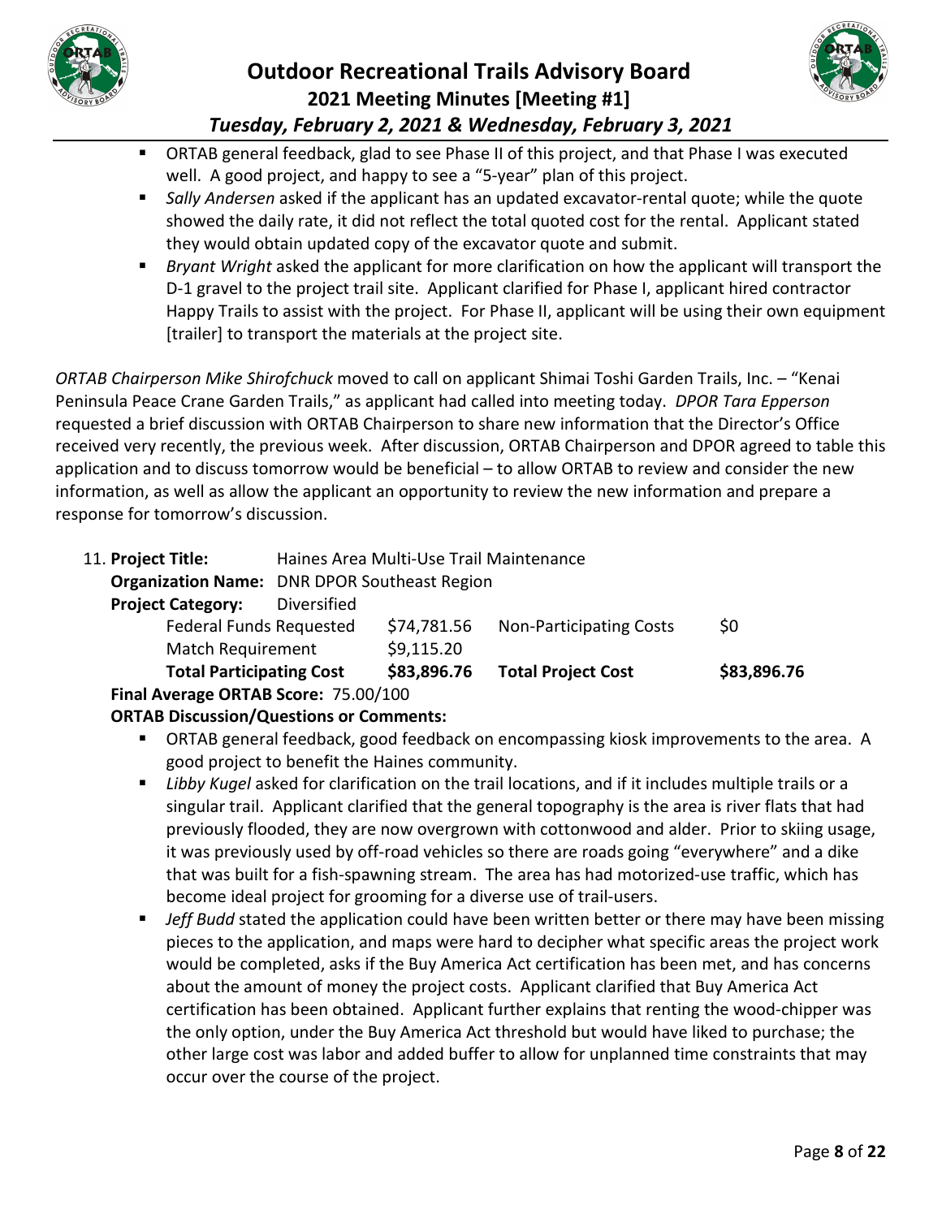- ORTAB general feedback, glad to see Phase II of this project, and that Phase I was executed well. A good project, and happy to see a "5-year" plan of this project.
- *Sally Andersen* asked if the applicant has an updated excavator-rental quote; while the quote showed the daily rate, it did not reflect the total quoted cost for the rental. Applicant stated they would obtain updated copy of the excavator quote and submit.
- *Bryant Wright* asked the applicant for more clarification on how the applicant will transport the D-1 gravel to the project trail site. Applicant clarified for Phase I, applicant hired contractor Happy Trails to assist with the project. For Phase II, applicant will be using their own equipment [trailer] to transport the materials at the project site.

*ORTAB Chairperson Mike Shirofchuck* moved to call on applicant Shimai Toshi Garden Trails, Inc. – "Kenai Peninsula Peace Crane Garden Trails," as applicant had called into meeting today. *DPOR Tara Epperson* requested a brief discussion with ORTAB Chairperson to share new information that the Director's Office received very recently, the previous week. After discussion, ORTAB Chairperson and DPOR agreed to table this application and to discuss tomorrow would be beneficial – to allow ORTAB to review and consider the new information, as well as allow the applicant an opportunity to review the new information and prepare a response for tomorrow's discussion.

11. **Project Title:** Haines Area Multi-Use Trail Maintenance
   **Organization Name:** DNR DPOR Southeast Region
   **Project Category:** Diversified

| | | | |
|---|---|---|---|
| Federal Funds Requested | $74,781.56 | Non-Participating Costs | $0 |
| Match Requirement | $9,115.20 | | |
| **Total Participating Cost** | **$83,896.76** | **Total Project Cost** | **$83,896.76** |

   **Final Average ORTAB Score:** 75.00/100
   **ORTAB Discussion/Questions or Comments:**
   - ORTAB general feedback, good feedback on encompassing kiosk improvements to the area. A good project to benefit the Haines community.
   - *Libby Kugel* asked for clarification on the trail locations, and if it includes multiple trails or a singular trail. Applicant clarified that the general topography is the area is river flats that had previously flooded, they are now overgrown with cottonwood and alder. Prior to skiing usage, it was previously used by off-road vehicles so there are roads going "everywhere" and a dike that was built for a fish-spawning stream. The area has had motorized-use traffic, which has become ideal project for grooming for a diverse use of trail-users.
   - *Jeff Budd* stated the application could have been written better or there may have been missing pieces to the application, and maps were hard to decipher what specific areas the project work would be completed, asks if the Buy America Act certification has been met, and has concerns about the amount of money the project costs. Applicant clarified that Buy America Act certification has been obtained. Applicant further explains that renting the wood-chipper was the only option, under the Buy America Act threshold but would have liked to purchase; the other large cost was labor and added buffer to allow for unplanned time constraints that may occur over the course of the project.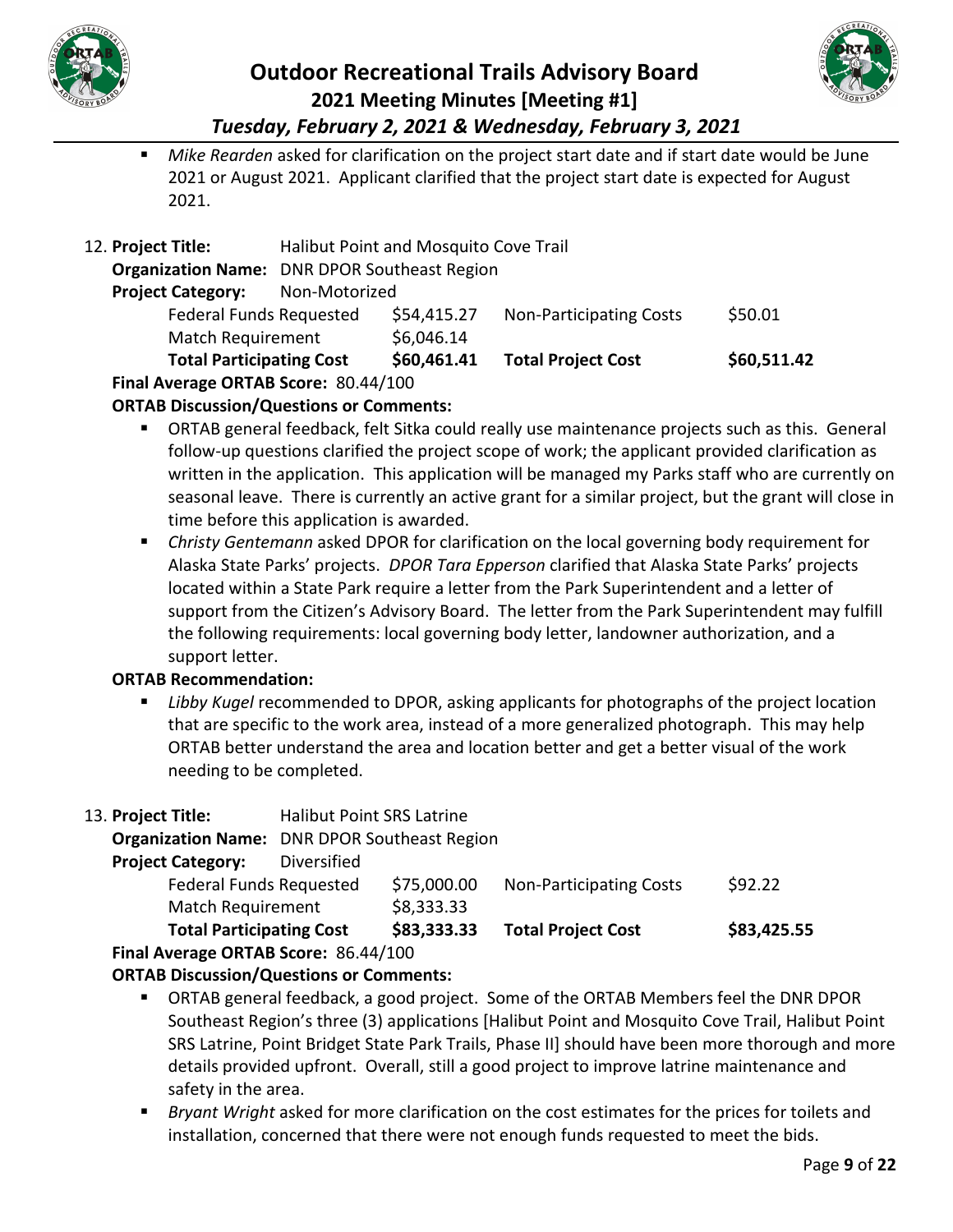- *Mike Rearden* asked for clarification on the project start date and if start date would be June 2021 or August 2021. Applicant clarified that the project start date is expected for August 2021.

12. **Project Title:** Halibut Point and Mosquito Cove Trail

**Organization Name:** DNR DPOR Southeast Region

**Project Category:** Non-Motorized

| | | | |
|---|---|---|---|
| Federal Funds Requested | $54,415.27 | Non-Participating Costs | $50.01 |
| Match Requirement | $6,046.14 | | |
| **Total Participating Cost** | **$60,461.41** | **Total Project Cost** | **$60,511.42** |

**Final Average ORTAB Score:** 80.44/100

**ORTAB Discussion/Questions or Comments:**

- ORTAB general feedback, felt Sitka could really use maintenance projects such as this. General follow-up questions clarified the project scope of work; the applicant provided clarification as written in the application. This application will be managed my Parks staff who are currently on seasonal leave. There is currently an active grant for a similar project, but the grant will close in time before this application is awarded.
- *Christy Gentemann* asked DPOR for clarification on the local governing body requirement for Alaska State Parks' projects. *DPOR Tara Epperson* clarified that Alaska State Parks' projects located within a State Park require a letter from the Park Superintendent and a letter of support from the Citizen's Advisory Board. The letter from the Park Superintendent may fulfill the following requirements: local governing body letter, landowner authorization, and a support letter.

**ORTAB Recommendation:**

- *Libby Kugel* recommended to DPOR, asking applicants for photographs of the project location that are specific to the work area, instead of a more generalized photograph. This may help ORTAB better understand the area and location better and get a better visual of the work needing to be completed.

13. **Project Title:** Halibut Point SRS Latrine

**Organization Name:** DNR DPOR Southeast Region

**Project Category:** Diversified

| | | | |
|---|---|---|---|
| Federal Funds Requested | $75,000.00 | Non-Participating Costs | $92.22 |
| Match Requirement | $8,333.33 | | |
| **Total Participating Cost** | **$83,333.33** | **Total Project Cost** | **$83,425.55** |

**Final Average ORTAB Score:** 86.44/100

**ORTAB Discussion/Questions or Comments:**

- ORTAB general feedback, a good project. Some of the ORTAB Members feel the DNR DPOR Southeast Region's three (3) applications [Halibut Point and Mosquito Cove Trail, Halibut Point SRS Latrine, Point Bridget State Park Trails, Phase II] should have been more thorough and more details provided upfront. Overall, still a good project to improve latrine maintenance and safety in the area.
- *Bryant Wright* asked for more clarification on the cost estimates for the prices for toilets and installation, concerned that there were not enough funds requested to meet the bids.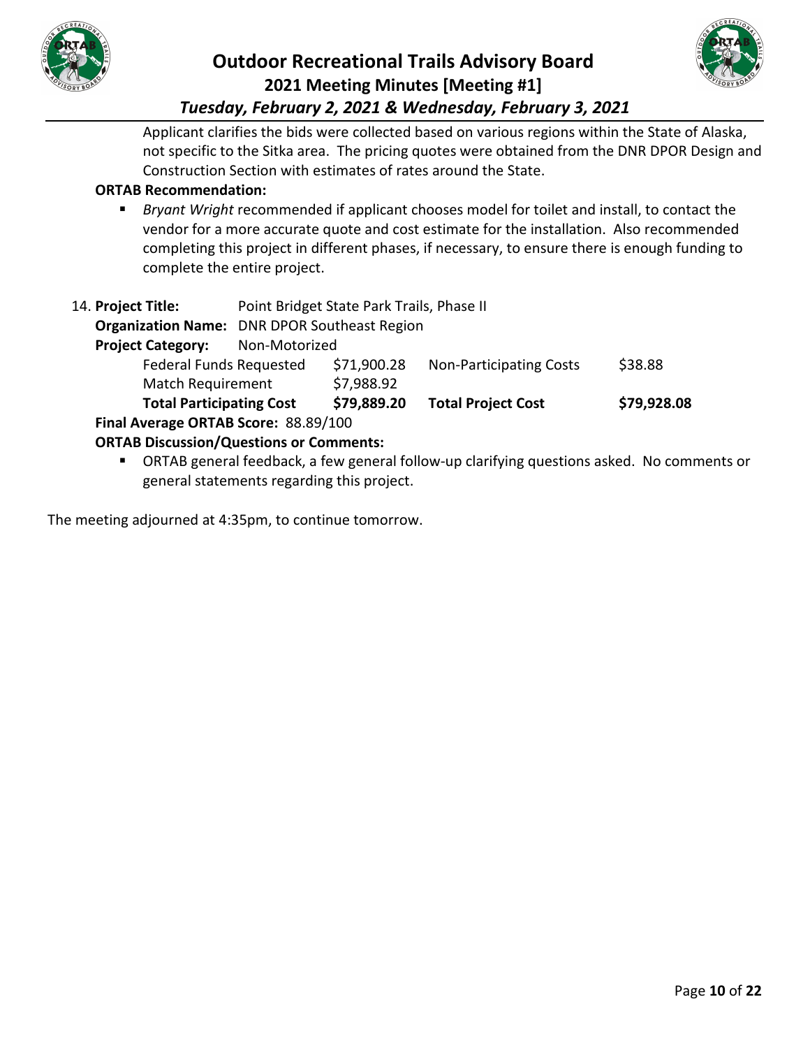Applicant clarifies the bids were collected based on various regions within the State of Alaska, not specific to the Sitka area. The pricing quotes were obtained from the DNR DPOR Design and Construction Section with estimates of rates around the State.

**ORTAB Recommendation:**

- *Bryant Wright* recommended if applicant chooses model for toilet and install, to contact the vendor for a more accurate quote and cost estimate for the installation. Also recommended completing this project in different phases, if necessary, to ensure there is enough funding to complete the entire project.

14. **Project Title:** Point Bridget State Park Trails, Phase II

**Organization Name:** DNR DPOR Southeast Region

**Project Category:** Non-Motorized

| | | | |
|---|---|---|---|
| Federal Funds Requested | $71,900.28 | Non-Participating Costs | $38.88 |
| Match Requirement | $7,988.92 | | |
| **Total Participating Cost** | **$79,889.20** | **Total Project Cost** | **$79,928.08** |

**Final Average ORTAB Score:** 88.89/100

**ORTAB Discussion/Questions or Comments:**

- ORTAB general feedback, a few general follow-up clarifying questions asked. No comments or general statements regarding this project.

The meeting adjourned at 4:35pm, to continue tomorrow.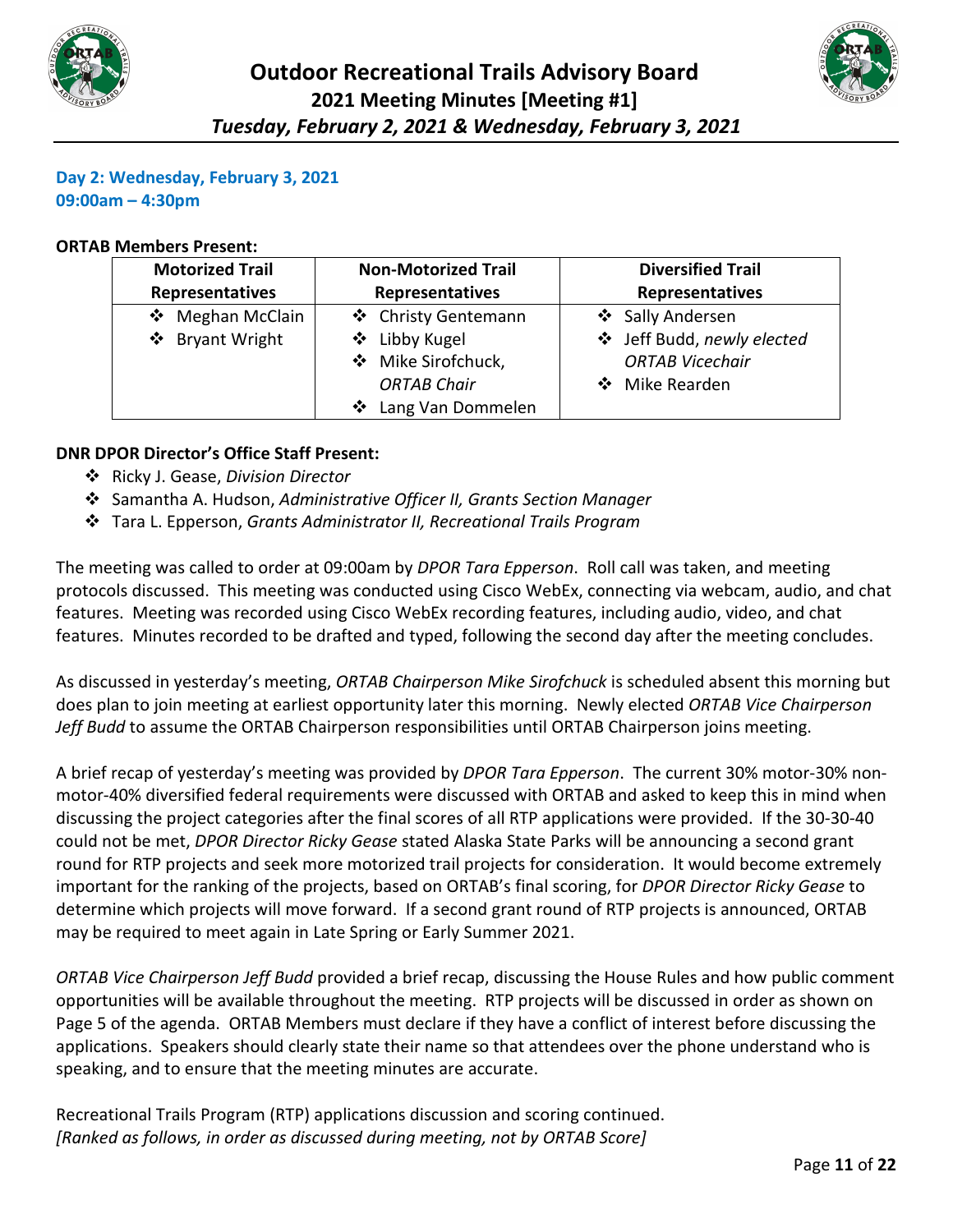# Outdoor Recreational Trails Advisory Board

## 2021 Meeting Minutes [Meeting #1]

### *Tuesday, February 2, 2021 & Wednesday, February 3, 2021*

**Day 2: Wednesday, February 3, 2021**
**09:00am – 4:30pm**

**ORTAB Members Present:**

| Motorized Trail Representatives | Non-Motorized Trail Representatives | Diversified Trail Representatives |
|---|---|---|
| ❖ Meghan McClain<br>❖ Bryant Wright | ❖ Christy Gentemann<br>❖ Libby Kugel<br>❖ Mike Sirofchuck, *ORTAB Chair*<br>❖ Lang Van Dommelen | ❖ Sally Andersen<br>❖ Jeff Budd, *newly elected ORTAB Vicechair*<br>❖ Mike Rearden |

**DNR DPOR Director's Office Staff Present:**

- ❖ Ricky J. Gease, *Division Director*
- ❖ Samantha A. Hudson, *Administrative Officer II, Grants Section Manager*
- ❖ Tara L. Epperson, *Grants Administrator II, Recreational Trails Program*

The meeting was called to order at 09:00am by *DPOR Tara Epperson*. Roll call was taken, and meeting protocols discussed. This meeting was conducted using Cisco WebEx, connecting via webcam, audio, and chat features. Meeting was recorded using Cisco WebEx recording features, including audio, video, and chat features. Minutes recorded to be drafted and typed, following the second day after the meeting concludes.

As discussed in yesterday's meeting, *ORTAB Chairperson Mike Sirofchuck* is scheduled absent this morning but does plan to join meeting at earliest opportunity later this morning. Newly elected *ORTAB Vice Chairperson Jeff Budd* to assume the ORTAB Chairperson responsibilities until ORTAB Chairperson joins meeting.

A brief recap of yesterday's meeting was provided by *DPOR Tara Epperson*. The current 30% motor-30% non-motor-40% diversified federal requirements were discussed with ORTAB and asked to keep this in mind when discussing the project categories after the final scores of all RTP applications were provided. If the 30-30-40 could not be met, *DPOR Director Ricky Gease* stated Alaska State Parks will be announcing a second grant round for RTP projects and seek more motorized trail projects for consideration. It would become extremely important for the ranking of the projects, based on ORTAB's final scoring, for *DPOR Director Ricky Gease* to determine which projects will move forward. If a second grant round of RTP projects is announced, ORTAB may be required to meet again in Late Spring or Early Summer 2021.

*ORTAB Vice Chairperson Jeff Budd* provided a brief recap, discussing the House Rules and how public comment opportunities will be available throughout the meeting. RTP projects will be discussed in order as shown on Page 5 of the agenda. ORTAB Members must declare if they have a conflict of interest before discussing the applications. Speakers should clearly state their name so that attendees over the phone understand who is speaking, and to ensure that the meeting minutes are accurate.

Recreational Trails Program (RTP) applications discussion and scoring continued.
*[Ranked as follows, in order as discussed during meeting, not by ORTAB Score]*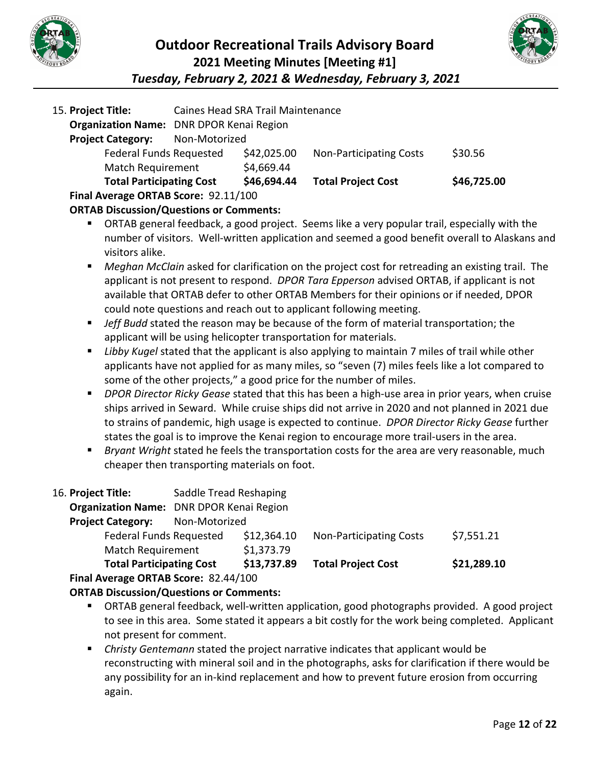15. **Project Title:** Caines Head SRA Trail Maintenance

**Organization Name:** DNR DPOR Kenai Region

**Project Category:** Non-Motorized

| | | | |
|---|---|---|---|
| Federal Funds Requested | $42,025.00 | Non-Participating Costs | $30.56 |
| Match Requirement | $4,669.44 | | |
| **Total Participating Cost** | **$46,694.44** | **Total Project Cost** | **$46,725.00** |

**Final Average ORTAB Score:** 92.11/100

**ORTAB Discussion/Questions or Comments:**

- ORTAB general feedback, a good project. Seems like a very popular trail, especially with the number of visitors. Well-written application and seemed a good benefit overall to Alaskans and visitors alike.
- *Meghan McClain* asked for clarification on the project cost for retreading an existing trail. The applicant is not present to respond. *DPOR Tara Epperson* advised ORTAB, if applicant is not available that ORTAB defer to other ORTAB Members for their opinions or if needed, DPOR could note questions and reach out to applicant following meeting.
- *Jeff Budd* stated the reason may be because of the form of material transportation; the applicant will be using helicopter transportation for materials.
- *Libby Kugel* stated that the applicant is also applying to maintain 7 miles of trail while other applicants have not applied for as many miles, so "seven (7) miles feels like a lot compared to some of the other projects," a good price for the number of miles.
- *DPOR Director Ricky Gease* stated that this has been a high-use area in prior years, when cruise ships arrived in Seward. While cruise ships did not arrive in 2020 and not planned in 2021 due to strains of pandemic, high usage is expected to continue. *DPOR Director Ricky Gease* further states the goal is to improve the Kenai region to encourage more trail-users in the area.
- *Bryant Wright* stated he feels the transportation costs for the area are very reasonable, much cheaper then transporting materials on foot.

16. **Project Title:** Saddle Tread Reshaping

**Organization Name:** DNR DPOR Kenai Region

**Project Category:** Non-Motorized

| | | | |
|---|---|---|---|
| Federal Funds Requested | $12,364.10 | Non-Participating Costs | $7,551.21 |
| Match Requirement | $1,373.79 | | |
| **Total Participating Cost** | **$13,737.89** | **Total Project Cost** | **$21,289.10** |

**Final Average ORTAB Score:** 82.44/100

**ORTAB Discussion/Questions or Comments:**

- ORTAB general feedback, well-written application, good photographs provided. A good project to see in this area. Some stated it appears a bit costly for the work being completed. Applicant not present for comment.
- *Christy Gentemann* stated the project narrative indicates that applicant would be reconstructing with mineral soil and in the photographs, asks for clarification if there would be any possibility for an in-kind replacement and how to prevent future erosion from occurring again.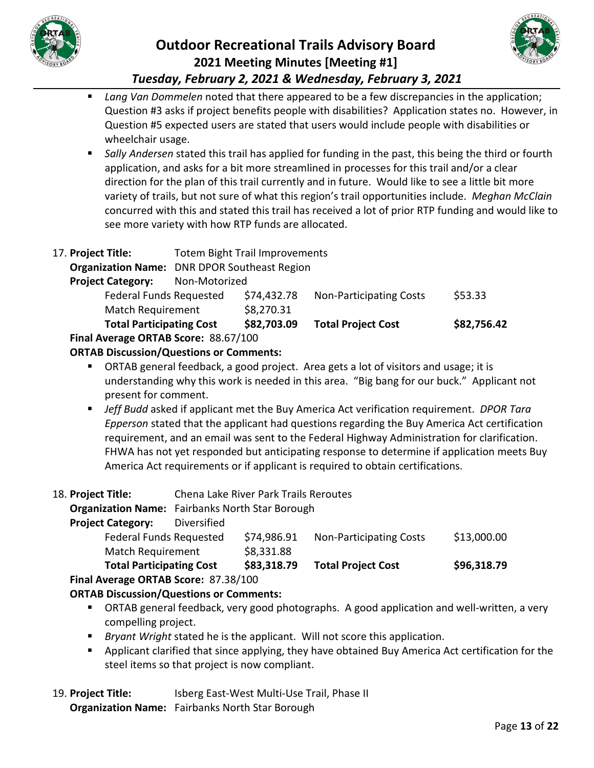- *Lang Van Dommelen* noted that there appeared to be a few discrepancies in the application; Question #3 asks if project benefits people with disabilities? Application states no. However, in Question #5 expected users are stated that users would include people with disabilities or wheelchair usage.
- *Sally Andersen* stated this trail has applied for funding in the past, this being the third or fourth application, and asks for a bit more streamlined in processes for this trail and/or a clear direction for the plan of this trail currently and in future. Would like to see a little bit more variety of trails, but not sure of what this region's trail opportunities include. *Meghan McClain* concurred with this and stated this trail has received a lot of prior RTP funding and would like to see more variety with how RTP funds are allocated.

17. **Project Title:** Totem Bight Trail Improvements
**Organization Name:** DNR DPOR Southeast Region
**Project Category:** Non-Motorized

| | | | |
|---|---|---|---|
| Federal Funds Requested | $74,432.78 | Non-Participating Costs | $53.33 |
| Match Requirement | $8,270.31 | | |
| **Total Participating Cost** | **$82,703.09** | **Total Project Cost** | **$82,756.42** |

**Final Average ORTAB Score:** 88.67/100

**ORTAB Discussion/Questions or Comments:**

- ORTAB general feedback, a good project. Area gets a lot of visitors and usage; it is understanding why this work is needed in this area. "Big bang for our buck." Applicant not present for comment.
- *Jeff Budd* asked if applicant met the Buy America Act verification requirement. *DPOR Tara Epperson* stated that the applicant had questions regarding the Buy America Act certification requirement, and an email was sent to the Federal Highway Administration for clarification. FHWA has not yet responded but anticipating response to determine if application meets Buy America Act requirements or if applicant is required to obtain certifications.

18. **Project Title:** Chena Lake River Park Trails Reroutes
**Organization Name:** Fairbanks North Star Borough
**Project Category:** Diversified

| | | | |
|---|---|---|---|
| Federal Funds Requested | $74,986.91 | Non-Participating Costs | $13,000.00 |
| Match Requirement | $8,331.88 | | |
| **Total Participating Cost** | **$83,318.79** | **Total Project Cost** | **$96,318.79** |

**Final Average ORTAB Score:** 87.38/100

**ORTAB Discussion/Questions or Comments:**

- ORTAB general feedback, very good photographs. A good application and well-written, a very compelling project.
- *Bryant Wright* stated he is the applicant. Will not score this application.
- Applicant clarified that since applying, they have obtained Buy America Act certification for the steel items so that project is now compliant.

19. **Project Title:** Isberg East-West Multi-Use Trail, Phase II
**Organization Name:** Fairbanks North Star Borough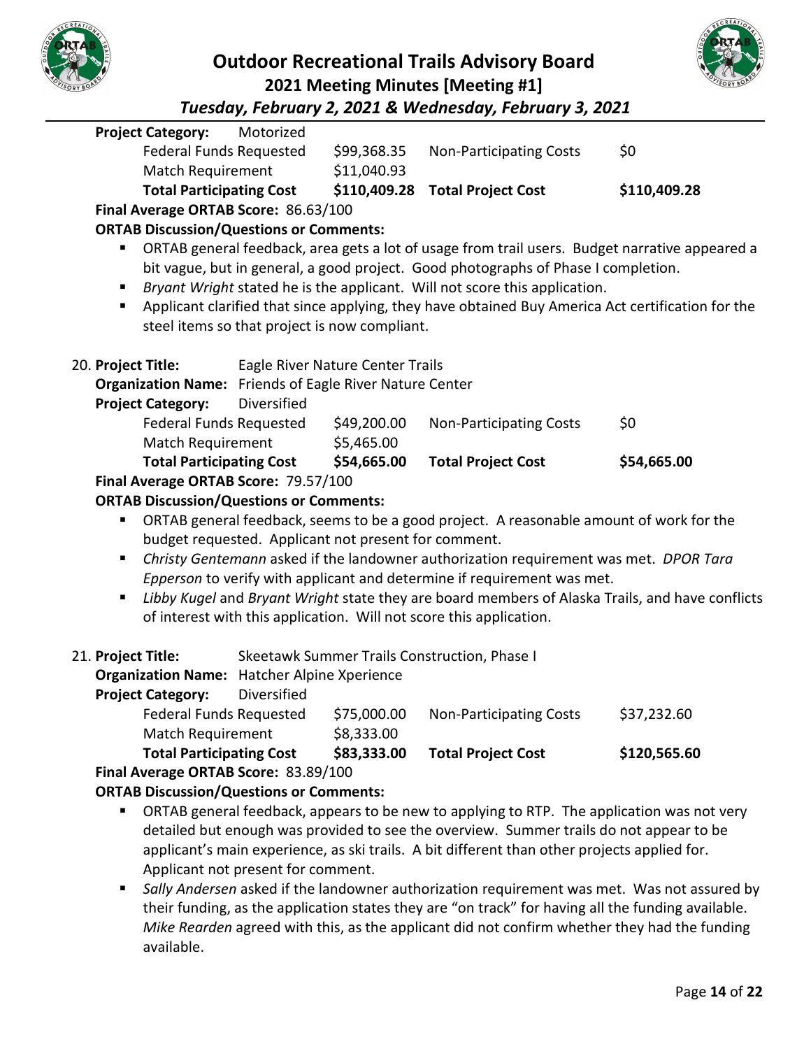**Project Category:** Motorized

| | | | |
|---|---|---|---|
| Federal Funds Requested | $99,368.35 | Non-Participating Costs | $0 |
| Match Requirement | $11,040.93 | | |
| **Total Participating Cost** | **$110,409.28** | **Total Project Cost** | **$110,409.28** |

**Final Average ORTAB Score:** 86.63/100

**ORTAB Discussion/Questions or Comments:**

- ORTAB general feedback, area gets a lot of usage from trail users. Budget narrative appeared a bit vague, but in general, a good project. Good photographs of Phase I completion.
- *Bryant Wright* stated he is the applicant. Will not score this application.
- Applicant clarified that since applying, they have obtained Buy America Act certification for the steel items so that project is now compliant.

20. **Project Title:** Eagle River Nature Center Trails

**Organization Name:** Friends of Eagle River Nature Center

**Project Category:** Diversified

| | | | |
|---|---|---|---|
| Federal Funds Requested | $49,200.00 | Non-Participating Costs | $0 |
| Match Requirement | $5,465.00 | | |
| **Total Participating Cost** | **$54,665.00** | **Total Project Cost** | **$54,665.00** |

**Final Average ORTAB Score:** 79.57/100

**ORTAB Discussion/Questions or Comments:**

- ORTAB general feedback, seems to be a good project. A reasonable amount of work for the budget requested. Applicant not present for comment.
- *Christy Gentemann* asked if the landowner authorization requirement was met. *DPOR Tara Epperson* to verify with applicant and determine if requirement was met.
- *Libby Kugel* and *Bryant Wright* state they are board members of Alaska Trails, and have conflicts of interest with this application. Will not score this application.

21. **Project Title:** Skeetawk Summer Trails Construction, Phase I

**Organization Name:** Hatcher Alpine Xperience

**Project Category:** Diversified

| | | | |
|---|---|---|---|
| Federal Funds Requested | $75,000.00 | Non-Participating Costs | $37,232.60 |
| Match Requirement | $8,333.00 | | |
| **Total Participating Cost** | **$83,333.00** | **Total Project Cost** | **$120,565.60** |

**Final Average ORTAB Score:** 83.89/100

**ORTAB Discussion/Questions or Comments:**

- ORTAB general feedback, appears to be new to applying to RTP. The application was not very detailed but enough was provided to see the overview. Summer trails do not appear to be applicant's main experience, as ski trails. A bit different than other projects applied for. Applicant not present for comment.
- *Sally Andersen* asked if the landowner authorization requirement was met. Was not assured by their funding, as the application states they are "on track" for having all the funding available. *Mike Rearden* agreed with this, as the applicant did not confirm whether they had the funding available.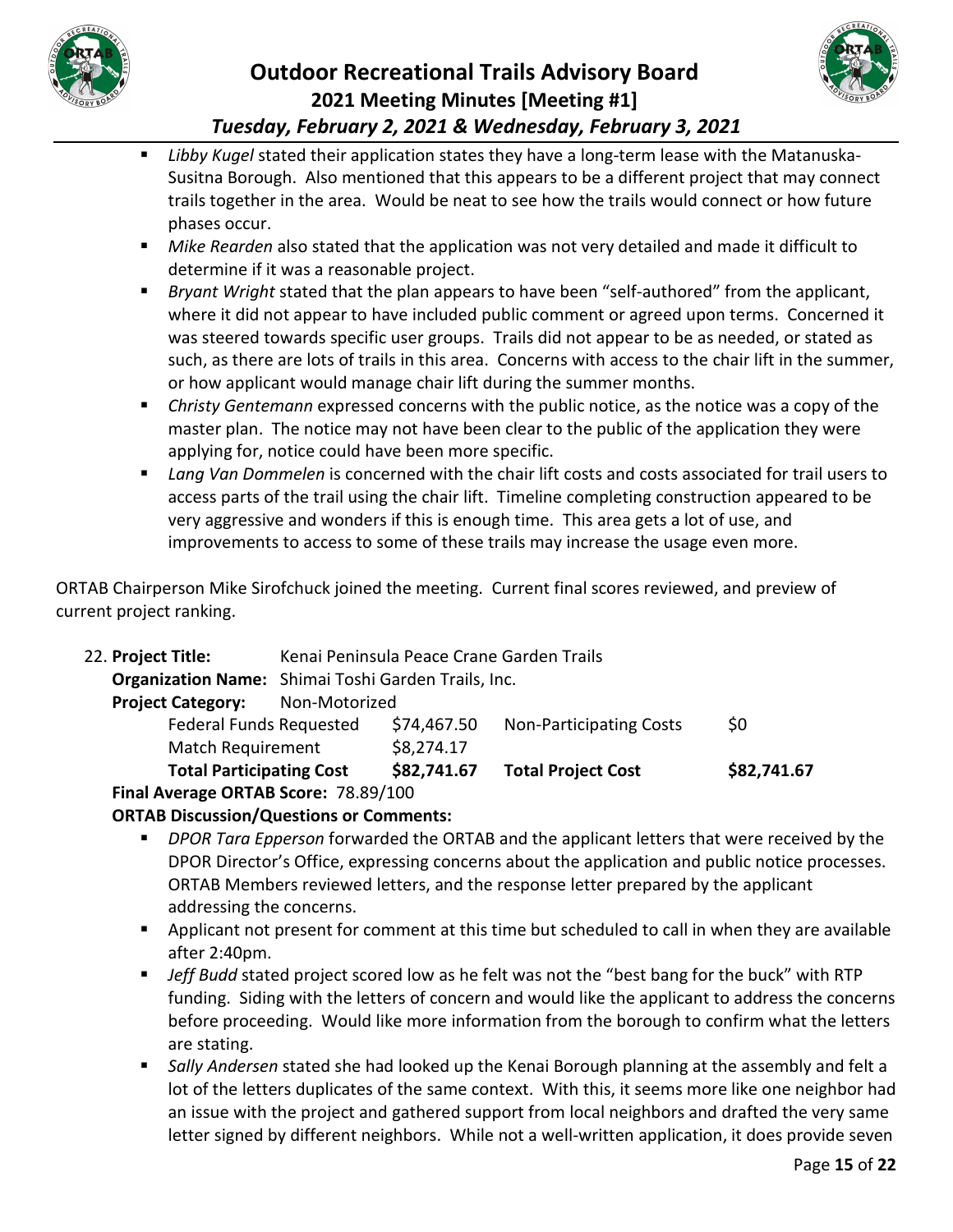- *Libby Kugel* stated their application states they have a long-term lease with the Matanuska-Susitna Borough. Also mentioned that this appears to be a different project that may connect trails together in the area. Would be neat to see how the trails would connect or how future phases occur.
- *Mike Rearden* also stated that the application was not very detailed and made it difficult to determine if it was a reasonable project.
- *Bryant Wright* stated that the plan appears to have been "self-authored" from the applicant, where it did not appear to have included public comment or agreed upon terms. Concerned it was steered towards specific user groups. Trails did not appear to be as needed, or stated as such, as there are lots of trails in this area. Concerns with access to the chair lift in the summer, or how applicant would manage chair lift during the summer months.
- *Christy Gentemann* expressed concerns with the public notice, as the notice was a copy of the master plan. The notice may not have been clear to the public of the application they were applying for, notice could have been more specific.
- *Lang Van Dommelen* is concerned with the chair lift costs and costs associated for trail users to access parts of the trail using the chair lift. Timeline completing construction appeared to be very aggressive and wonders if this is enough time. This area gets a lot of use, and improvements to access to some of these trails may increase the usage even more.

ORTAB Chairperson Mike Sirofchuck joined the meeting. Current final scores reviewed, and preview of current project ranking.

22. **Project Title:** Kenai Peninsula Peace Crane Garden Trails

**Organization Name:** Shimai Toshi Garden Trails, Inc.

**Project Category:** Non-Motorized

| | | | |
|---|---|---|---|
| Federal Funds Requested | $74,467.50 | Non-Participating Costs | $0 |
| Match Requirement | $8,274.17 | | |
| **Total Participating Cost** | **$82,741.67** | **Total Project Cost** | **$82,741.67** |

**Final Average ORTAB Score:** 78.89/100

**ORTAB Discussion/Questions or Comments:**

- *DPOR Tara Epperson* forwarded the ORTAB and the applicant letters that were received by the DPOR Director's Office, expressing concerns about the application and public notice processes. ORTAB Members reviewed letters, and the response letter prepared by the applicant addressing the concerns.
- Applicant not present for comment at this time but scheduled to call in when they are available after 2:40pm.
- *Jeff Budd* stated project scored low as he felt was not the "best bang for the buck" with RTP funding. Siding with the letters of concern and would like the applicant to address the concerns before proceeding. Would like more information from the borough to confirm what the letters are stating.
- *Sally Andersen* stated she had looked up the Kenai Borough planning at the assembly and felt a lot of the letters duplicates of the same context. With this, it seems more like one neighbor had an issue with the project and gathered support from local neighbors and drafted the very same letter signed by different neighbors. While not a well-written application, it does provide seven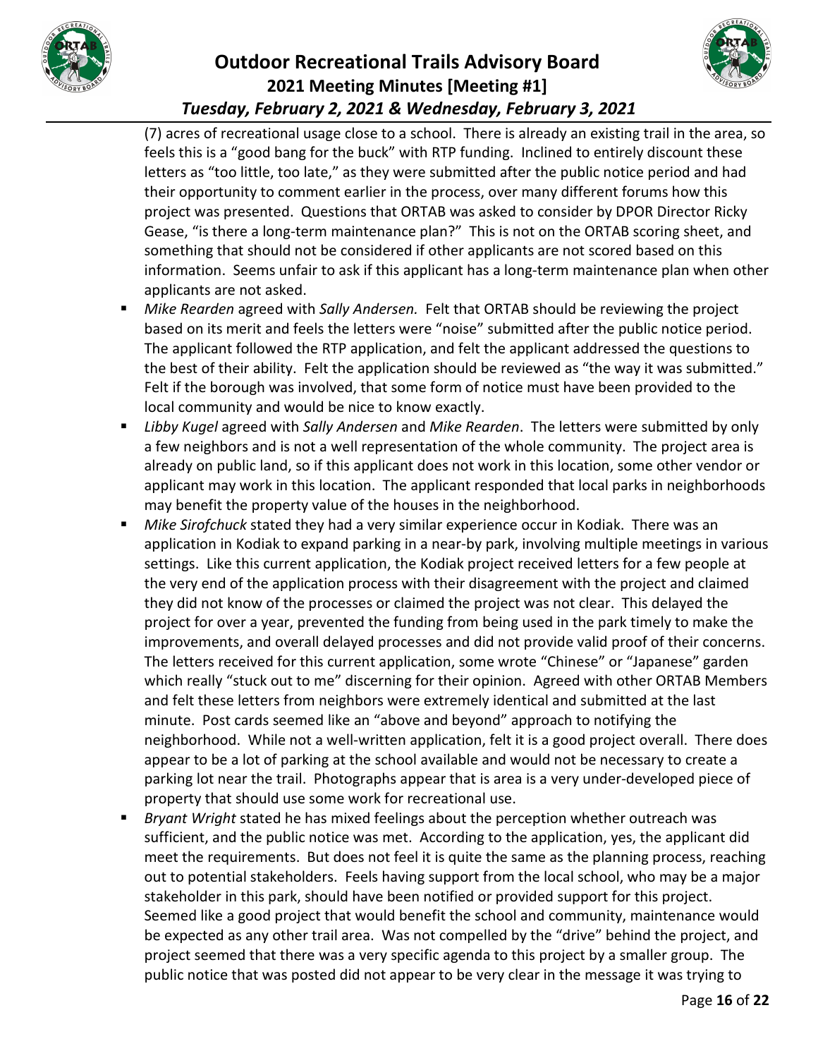(7) acres of recreational usage close to a school. There is already an existing trail in the area, so feels this is a "good bang for the buck" with RTP funding. Inclined to entirely discount these letters as "too little, too late," as they were submitted after the public notice period and had their opportunity to comment earlier in the process, over many different forums how this project was presented. Questions that ORTAB was asked to consider by DPOR Director Ricky Gease, "is there a long-term maintenance plan?" This is not on the ORTAB scoring sheet, and something that should not be considered if other applicants are not scored based on this information. Seems unfair to ask if this applicant has a long-term maintenance plan when other applicants are not asked.

- *Mike Rearden* agreed with *Sally Andersen.* Felt that ORTAB should be reviewing the project based on its merit and feels the letters were "noise" submitted after the public notice period. The applicant followed the RTP application, and felt the applicant addressed the questions to the best of their ability. Felt the application should be reviewed as "the way it was submitted." Felt if the borough was involved, that some form of notice must have been provided to the local community and would be nice to know exactly.
- *Libby Kugel* agreed with *Sally Andersen* and *Mike Rearden*. The letters were submitted by only a few neighbors and is not a well representation of the whole community. The project area is already on public land, so if this applicant does not work in this location, some other vendor or applicant may work in this location. The applicant responded that local parks in neighborhoods may benefit the property value of the houses in the neighborhood.
- *Mike Sirofchuck* stated they had a very similar experience occur in Kodiak. There was an application in Kodiak to expand parking in a near-by park, involving multiple meetings in various settings. Like this current application, the Kodiak project received letters for a few people at the very end of the application process with their disagreement with the project and claimed they did not know of the processes or claimed the project was not clear. This delayed the project for over a year, prevented the funding from being used in the park timely to make the improvements, and overall delayed processes and did not provide valid proof of their concerns. The letters received for this current application, some wrote "Chinese" or "Japanese" garden which really "stuck out to me" discerning for their opinion. Agreed with other ORTAB Members and felt these letters from neighbors were extremely identical and submitted at the last minute. Post cards seemed like an "above and beyond" approach to notifying the neighborhood. While not a well-written application, felt it is a good project overall. There does appear to be a lot of parking at the school available and would not be necessary to create a parking lot near the trail. Photographs appear that is area is a very under-developed piece of property that should use some work for recreational use.
- *Bryant Wright* stated he has mixed feelings about the perception whether outreach was sufficient, and the public notice was met. According to the application, yes, the applicant did meet the requirements. But does not feel it is quite the same as the planning process, reaching out to potential stakeholders. Feels having support from the local school, who may be a major stakeholder in this park, should have been notified or provided support for this project. Seemed like a good project that would benefit the school and community, maintenance would be expected as any other trail area. Was not compelled by the "drive" behind the project, and project seemed that there was a very specific agenda to this project by a smaller group. The public notice that was posted did not appear to be very clear in the message it was trying to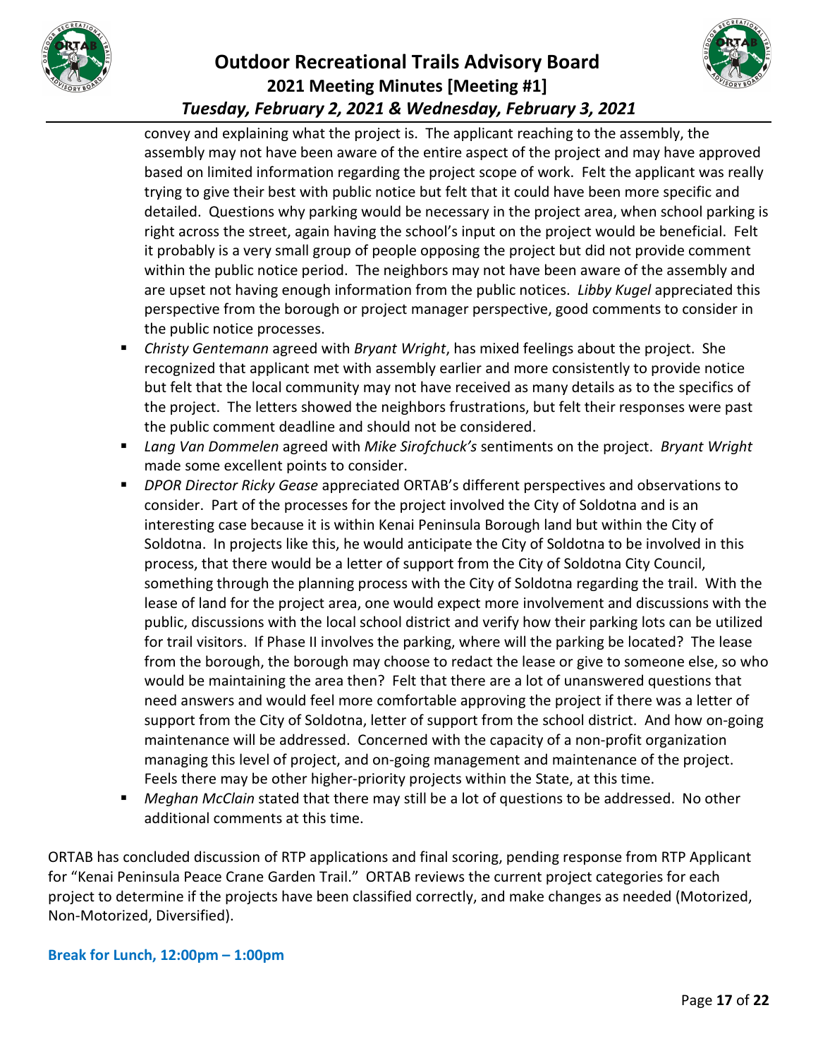convey and explaining what the project is. The applicant reaching to the assembly, the assembly may not have been aware of the entire aspect of the project and may have approved based on limited information regarding the project scope of work. Felt the applicant was really trying to give their best with public notice but felt that it could have been more specific and detailed. Questions why parking would be necessary in the project area, when school parking is right across the street, again having the school's input on the project would be beneficial. Felt it probably is a very small group of people opposing the project but did not provide comment within the public notice period. The neighbors may not have been aware of the assembly and are upset not having enough information from the public notices. *Libby Kugel* appreciated this perspective from the borough or project manager perspective, good comments to consider in the public notice processes.

- *Christy Gentemann* agreed with *Bryant Wright*, has mixed feelings about the project. She recognized that applicant met with assembly earlier and more consistently to provide notice but felt that the local community may not have received as many details as to the specifics of the project. The letters showed the neighbors frustrations, but felt their responses were past the public comment deadline and should not be considered.
- *Lang Van Dommelen* agreed with *Mike Sirofchuck's* sentiments on the project. *Bryant Wright* made some excellent points to consider.
- *DPOR Director Ricky Gease* appreciated ORTAB's different perspectives and observations to consider. Part of the processes for the project involved the City of Soldotna and is an interesting case because it is within Kenai Peninsula Borough land but within the City of Soldotna. In projects like this, he would anticipate the City of Soldotna to be involved in this process, that there would be a letter of support from the City of Soldotna City Council, something through the planning process with the City of Soldotna regarding the trail. With the lease of land for the project area, one would expect more involvement and discussions with the public, discussions with the local school district and verify how their parking lots can be utilized for trail visitors. If Phase II involves the parking, where will the parking be located? The lease from the borough, the borough may choose to redact the lease or give to someone else, so who would be maintaining the area then? Felt that there are a lot of unanswered questions that need answers and would feel more comfortable approving the project if there was a letter of support from the City of Soldotna, letter of support from the school district. And how on-going maintenance will be addressed. Concerned with the capacity of a non-profit organization managing this level of project, and on-going management and maintenance of the project. Feels there may be other higher-priority projects within the State, at this time.
- *Meghan McClain* stated that there may still be a lot of questions to be addressed. No other additional comments at this time.

ORTAB has concluded discussion of RTP applications and final scoring, pending response from RTP Applicant for "Kenai Peninsula Peace Crane Garden Trail." ORTAB reviews the current project categories for each project to determine if the projects have been classified correctly, and make changes as needed (Motorized, Non-Motorized, Diversified).

**Break for Lunch, 12:00pm – 1:00pm**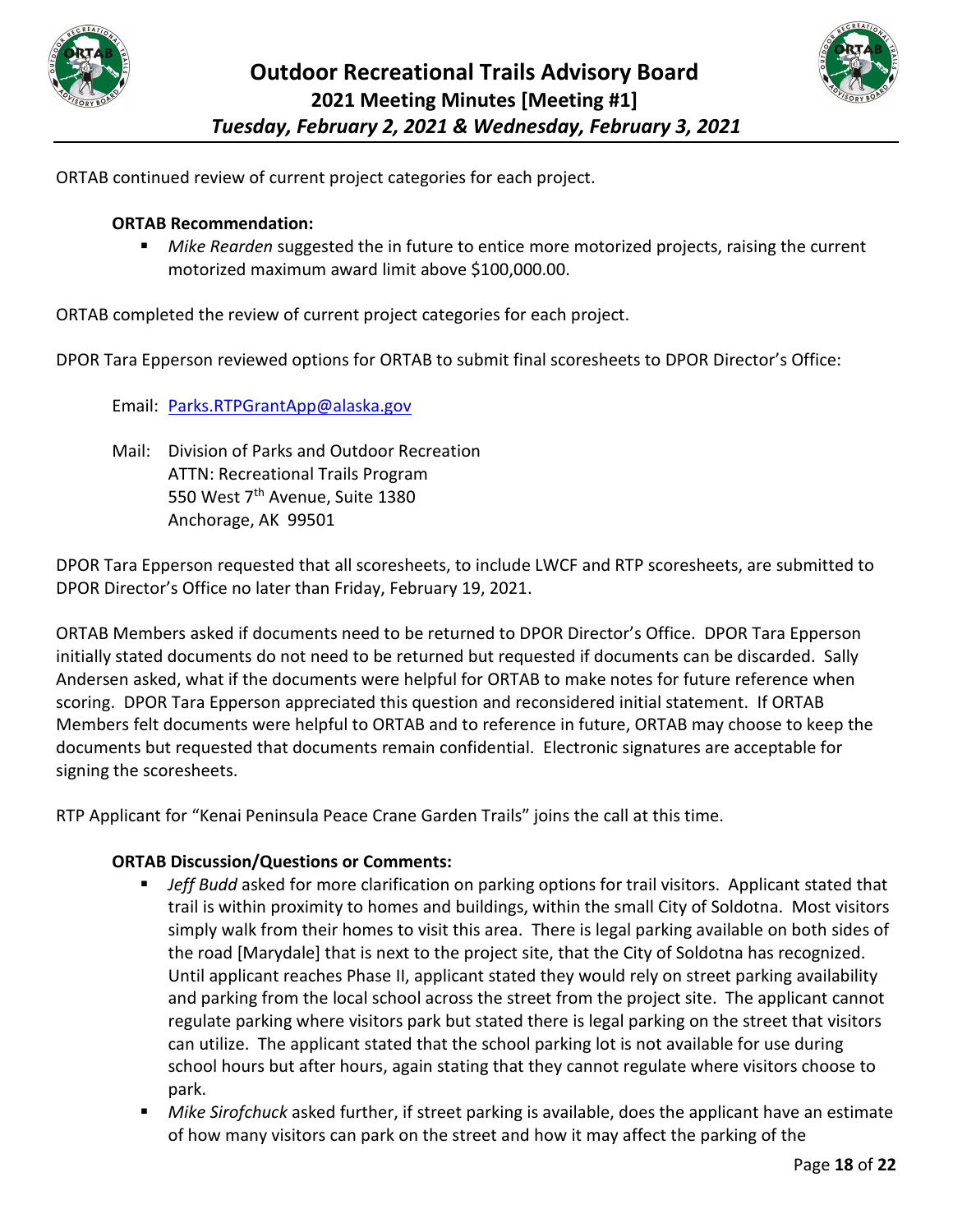ORTAB continued review of current project categories for each project.

**ORTAB Recommendation:**

- *Mike Rearden* suggested the in future to entice more motorized projects, raising the current motorized maximum award limit above $100,000.00.

ORTAB completed the review of current project categories for each project.

DPOR Tara Epperson reviewed options for ORTAB to submit final scoresheets to DPOR Director's Office:

Email: [Parks.RTPGrantApp@alaska.gov](mailto:Parks.RTPGrantApp@alaska.gov)

Mail: Division of Parks and Outdoor Recreation
ATTN: Recreational Trails Program
550 West 7th Avenue, Suite 1380
Anchorage, AK 99501

DPOR Tara Epperson requested that all scoresheets, to include LWCF and RTP scoresheets, are submitted to DPOR Director's Office no later than Friday, February 19, 2021.

ORTAB Members asked if documents need to be returned to DPOR Director's Office. DPOR Tara Epperson initially stated documents do not need to be returned but requested if documents can be discarded. Sally Andersen asked, what if the documents were helpful for ORTAB to make notes for future reference when scoring. DPOR Tara Epperson appreciated this question and reconsidered initial statement. If ORTAB Members felt documents were helpful to ORTAB and to reference in future, ORTAB may choose to keep the documents but requested that documents remain confidential. Electronic signatures are acceptable for signing the scoresheets.

RTP Applicant for "Kenai Peninsula Peace Crane Garden Trails" joins the call at this time.

**ORTAB Discussion/Questions or Comments:**

- *Jeff Budd* asked for more clarification on parking options for trail visitors. Applicant stated that trail is within proximity to homes and buildings, within the small City of Soldotna. Most visitors simply walk from their homes to visit this area. There is legal parking available on both sides of the road [Marydale] that is next to the project site, that the City of Soldotna has recognized. Until applicant reaches Phase II, applicant stated they would rely on street parking availability and parking from the local school across the street from the project site. The applicant cannot regulate parking where visitors park but stated there is legal parking on the street that visitors can utilize. The applicant stated that the school parking lot is not available for use during school hours but after hours, again stating that they cannot regulate where visitors choose to park.
- *Mike Sirofchuck* asked further, if street parking is available, does the applicant have an estimate of how many visitors can park on the street and how it may affect the parking of the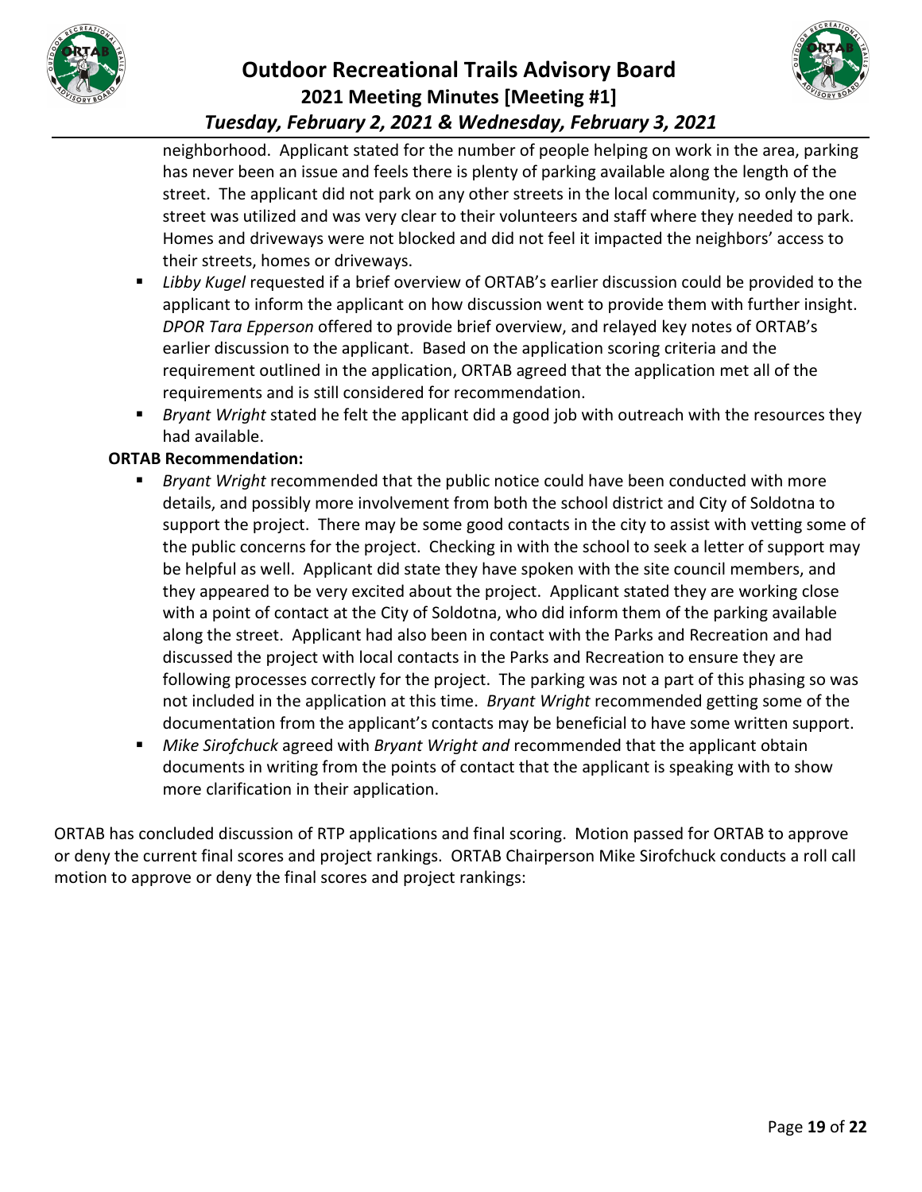neighborhood. Applicant stated for the number of people helping on work in the area, parking has never been an issue and feels there is plenty of parking available along the length of the street. The applicant did not park on any other streets in the local community, so only the one street was utilized and was very clear to their volunteers and staff where they needed to park. Homes and driveways were not blocked and did not feel it impacted the neighbors' access to their streets, homes or driveways.

- *Libby Kugel* requested if a brief overview of ORTAB's earlier discussion could be provided to the applicant to inform the applicant on how discussion went to provide them with further insight. *DPOR Tara Epperson* offered to provide brief overview, and relayed key notes of ORTAB's earlier discussion to the applicant. Based on the application scoring criteria and the requirement outlined in the application, ORTAB agreed that the application met all of the requirements and is still considered for recommendation.
- *Bryant Wright* stated he felt the applicant did a good job with outreach with the resources they had available.

**ORTAB Recommendation:**

- *Bryant Wright* recommended that the public notice could have been conducted with more details, and possibly more involvement from both the school district and City of Soldotna to support the project. There may be some good contacts in the city to assist with vetting some of the public concerns for the project. Checking in with the school to seek a letter of support may be helpful as well. Applicant did state they have spoken with the site council members, and they appeared to be very excited about the project. Applicant stated they are working close with a point of contact at the City of Soldotna, who did inform them of the parking available along the street. Applicant had also been in contact with the Parks and Recreation and had discussed the project with local contacts in the Parks and Recreation to ensure they are following processes correctly for the project. The parking was not a part of this phasing so was not included in the application at this time. *Bryant Wright* recommended getting some of the documentation from the applicant's contacts may be beneficial to have some written support.
- *Mike Sirofchuck* agreed with *Bryant Wright and* recommended that the applicant obtain documents in writing from the points of contact that the applicant is speaking with to show more clarification in their application.

ORTAB has concluded discussion of RTP applications and final scoring. Motion passed for ORTAB to approve or deny the current final scores and project rankings. ORTAB Chairperson Mike Sirofchuck conducts a roll call motion to approve or deny the final scores and project rankings: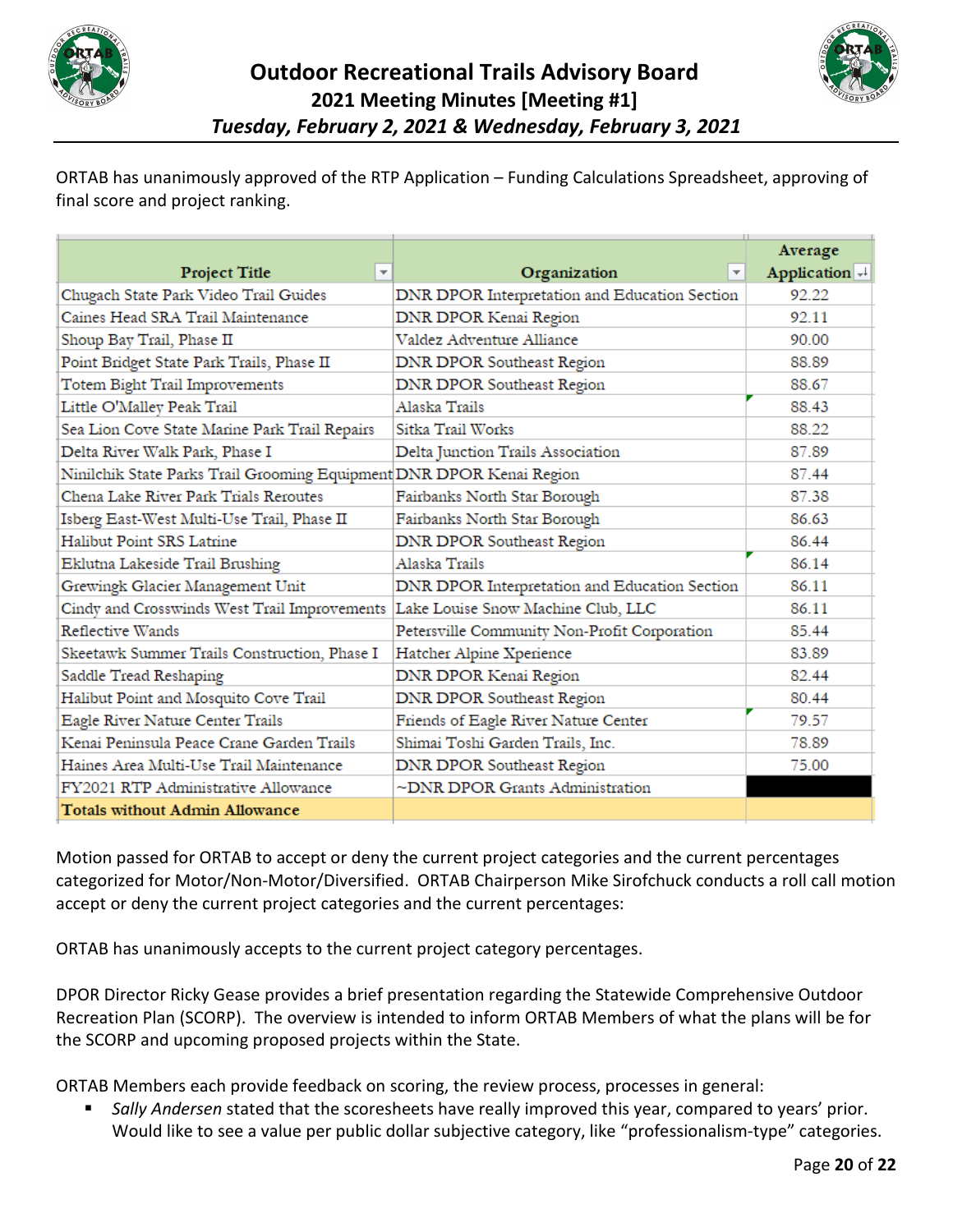ORTAB has unanimously approved of the RTP Application – Funding Calculations Spreadsheet, approving of final score and project ranking.

| Project Title | Organization | Average Application |
|---|---|---|
| Chugach State Park Video Trail Guides | DNR DPOR Interpretation and Education Section | 92.22 |
| Caines Head SRA Trail Maintenance | DNR DPOR Kenai Region | 92.11 |
| Shoup Bay Trail, Phase II | Valdez Adventure Alliance | 90.00 |
| Point Bridget State Park Trails, Phase II | DNR DPOR Southeast Region | 88.89 |
| Totem Bight Trail Improvements | DNR DPOR Southeast Region | 88.67 |
| Little O'Malley Peak Trail | Alaska Trails | 88.43 |
| Sea Lion Cove State Marine Park Trail Repairs | Sitka Trail Works | 88.22 |
| Delta River Walk Park, Phase I | Delta Junction Trails Association | 87.89 |
| Ninilchik State Parks Trail Grooming Equipment | DNR DPOR Kenai Region | 87.44 |
| Chena Lake River Park Trials Reroutes | Fairbanks North Star Borough | 87.38 |
| Isberg East-West Multi-Use Trail, Phase II | Fairbanks North Star Borough | 86.63 |
| Halibut Point SRS Latrine | DNR DPOR Southeast Region | 86.44 |
| Eklutna Lakeside Trail Brushing | Alaska Trails | 86.14 |
| Grewingk Glacier Management Unit | DNR DPOR Interpretation and Education Section | 86.11 |
| Cindy and Crosswinds West Trail Improvements | Lake Louise Snow Machine Club, LLC | 86.11 |
| Reflective Wands | Petersville Community Non-Profit Corporation | 85.44 |
| Skeetawk Summer Trails Construction, Phase I | Hatcher Alpine Xperience | 83.89 |
| Saddle Tread Reshaping | DNR DPOR Kenai Region | 82.44 |
| Halibut Point and Mosquito Cove Trail | DNR DPOR Southeast Region | 80.44 |
| Eagle River Nature Center Trails | Friends of Eagle River Nature Center | 79.57 |
| Kenai Peninsula Peace Crane Garden Trails | Shimai Toshi Garden Trails, Inc. | 78.89 |
| Haines Area Multi-Use Trail Maintenance | DNR DPOR Southeast Region | 75.00 |
| FY2021 RTP Administrative Allowance | ~DNR DPOR Grants Administration | |
| **Totals without Admin Allowance** | | |

Motion passed for ORTAB to accept or deny the current project categories and the current percentages categorized for Motor/Non-Motor/Diversified. ORTAB Chairperson Mike Sirofchuck conducts a roll call motion accept or deny the current project categories and the current percentages:

ORTAB has unanimously accepts to the current project category percentages.

DPOR Director Ricky Gease provides a brief presentation regarding the Statewide Comprehensive Outdoor Recreation Plan (SCORP). The overview is intended to inform ORTAB Members of what the plans will be for the SCORP and upcoming proposed projects within the State.

ORTAB Members each provide feedback on scoring, the review process, processes in general:

- *Sally Andersen* stated that the scoresheets have really improved this year, compared to years' prior. Would like to see a value per public dollar subjective category, like "professionalism-type" categories.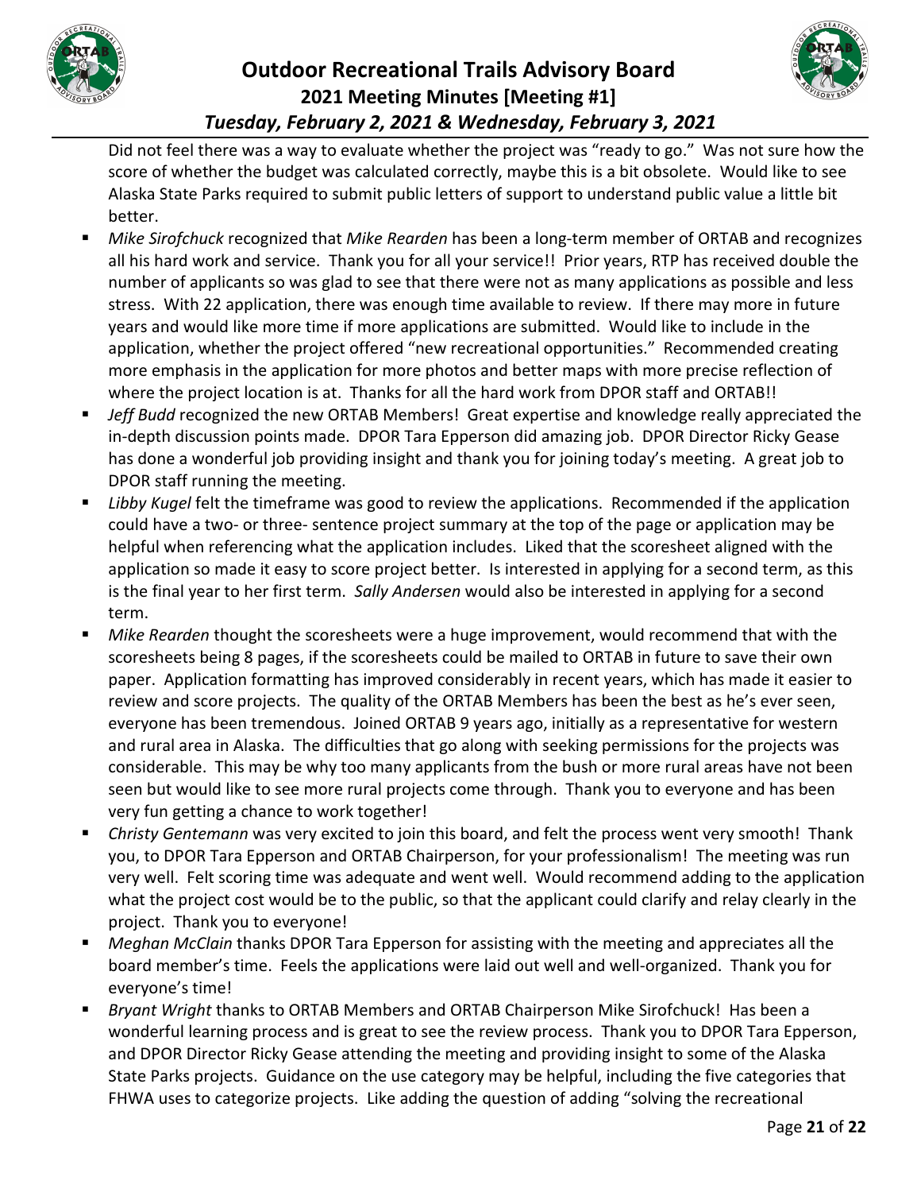Did not feel there was a way to evaluate whether the project was "ready to go." Was not sure how the score of whether the budget was calculated correctly, maybe this is a bit obsolete. Would like to see Alaska State Parks required to submit public letters of support to understand public value a little bit better.

- *Mike Sirofchuck* recognized that *Mike Rearden* has been a long-term member of ORTAB and recognizes all his hard work and service. Thank you for all your service!! Prior years, RTP has received double the number of applicants so was glad to see that there were not as many applications as possible and less stress. With 22 application, there was enough time available to review. If there may more in future years and would like more time if more applications are submitted. Would like to include in the application, whether the project offered "new recreational opportunities." Recommended creating more emphasis in the application for more photos and better maps with more precise reflection of where the project location is at. Thanks for all the hard work from DPOR staff and ORTAB!!
- *Jeff Budd* recognized the new ORTAB Members! Great expertise and knowledge really appreciated the in-depth discussion points made. DPOR Tara Epperson did amazing job. DPOR Director Ricky Gease has done a wonderful job providing insight and thank you for joining today's meeting. A great job to DPOR staff running the meeting.
- *Libby Kugel* felt the timeframe was good to review the applications. Recommended if the application could have a two- or three- sentence project summary at the top of the page or application may be helpful when referencing what the application includes. Liked that the scoresheet aligned with the application so made it easy to score project better. Is interested in applying for a second term, as this is the final year to her first term. *Sally Andersen* would also be interested in applying for a second term.
- *Mike Rearden* thought the scoresheets were a huge improvement, would recommend that with the scoresheets being 8 pages, if the scoresheets could be mailed to ORTAB in future to save their own paper. Application formatting has improved considerably in recent years, which has made it easier to review and score projects. The quality of the ORTAB Members has been the best as he's ever seen, everyone has been tremendous. Joined ORTAB 9 years ago, initially as a representative for western and rural area in Alaska. The difficulties that go along with seeking permissions for the projects was considerable. This may be why too many applicants from the bush or more rural areas have not been seen but would like to see more rural projects come through. Thank you to everyone and has been very fun getting a chance to work together!
- *Christy Gentemann* was very excited to join this board, and felt the process went very smooth! Thank you, to DPOR Tara Epperson and ORTAB Chairperson, for your professionalism! The meeting was run very well. Felt scoring time was adequate and went well. Would recommend adding to the application what the project cost would be to the public, so that the applicant could clarify and relay clearly in the project. Thank you to everyone!
- *Meghan McClain* thanks DPOR Tara Epperson for assisting with the meeting and appreciates all the board member's time. Feels the applications were laid out well and well-organized. Thank you for everyone's time!
- *Bryant Wright* thanks to ORTAB Members and ORTAB Chairperson Mike Sirofchuck! Has been a wonderful learning process and is great to see the review process. Thank you to DPOR Tara Epperson, and DPOR Director Ricky Gease attending the meeting and providing insight to some of the Alaska State Parks projects. Guidance on the use category may be helpful, including the five categories that FHWA uses to categorize projects. Like adding the question of adding "solving the recreational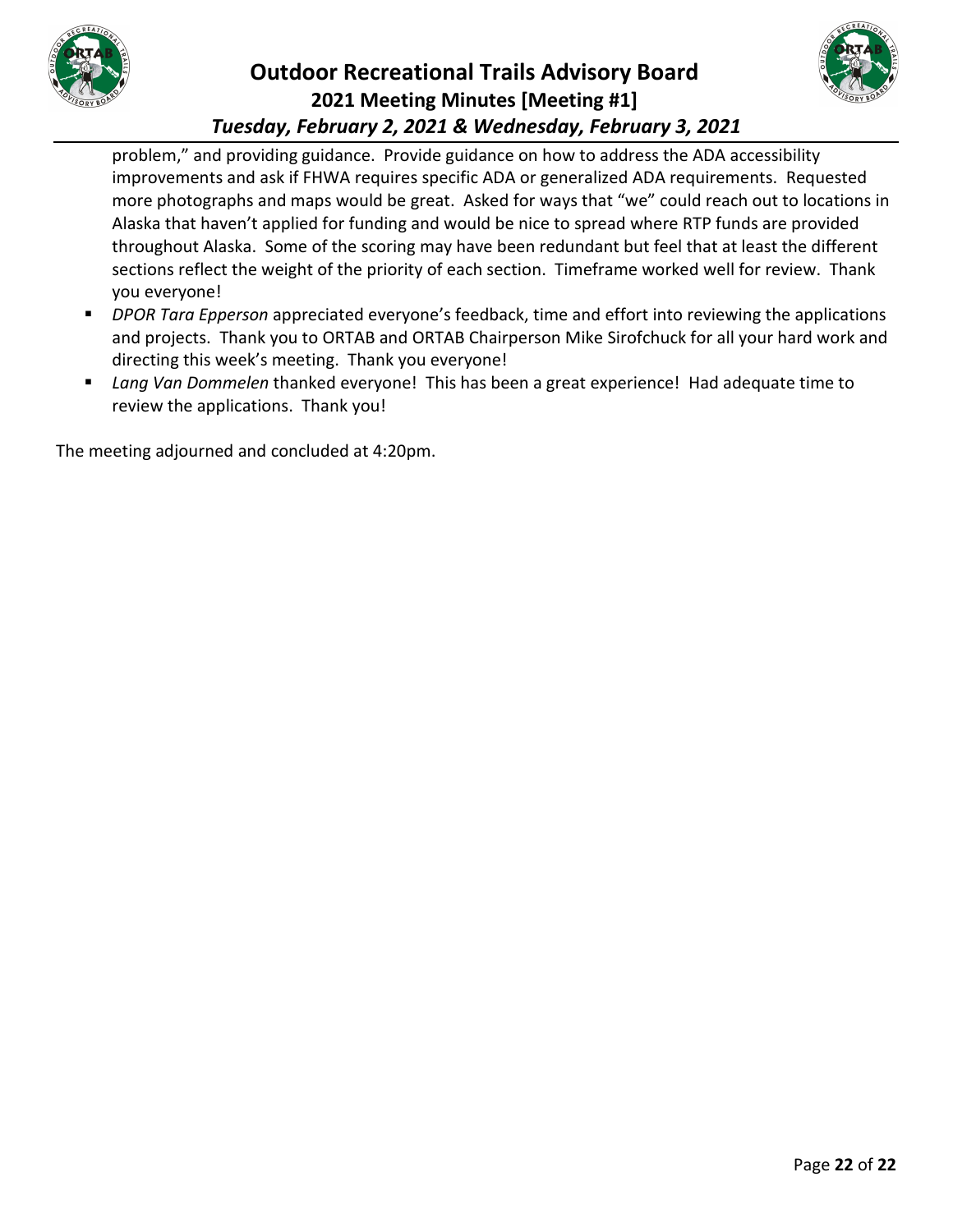problem," and providing guidance. Provide guidance on how to address the ADA accessibility improvements and ask if FHWA requires specific ADA or generalized ADA requirements. Requested more photographs and maps would be great. Asked for ways that "we" could reach out to locations in Alaska that haven't applied for funding and would be nice to spread where RTP funds are provided throughout Alaska. Some of the scoring may have been redundant but feel that at least the different sections reflect the weight of the priority of each section. Timeframe worked well for review. Thank you everyone!

- *DPOR Tara Epperson* appreciated everyone's feedback, time and effort into reviewing the applications and projects. Thank you to ORTAB and ORTAB Chairperson Mike Sirofchuck for all your hard work and directing this week's meeting. Thank you everyone!
- *Lang Van Dommelen* thanked everyone! This has been a great experience! Had adequate time to review the applications. Thank you!

The meeting adjourned and concluded at 4:20pm.